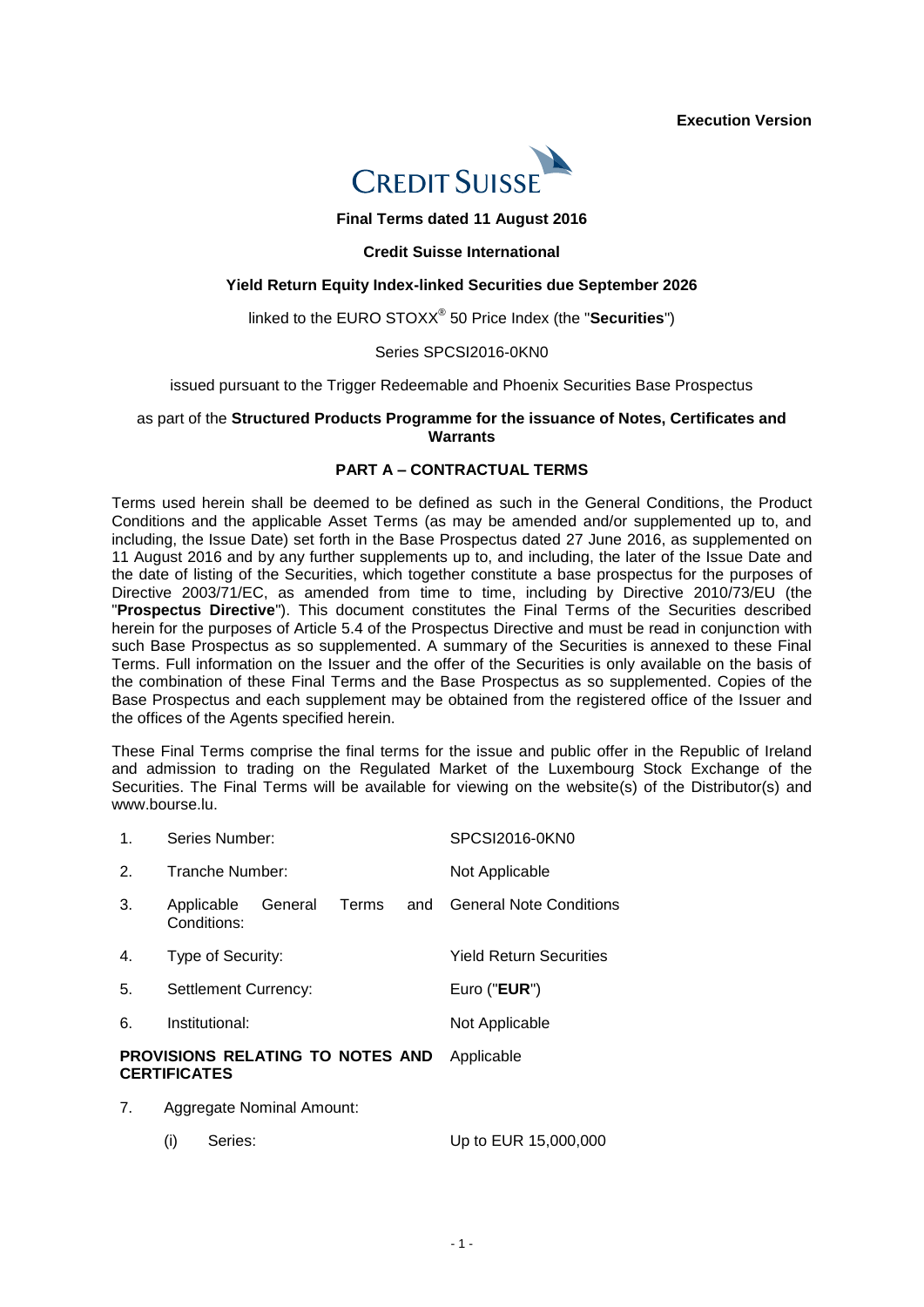**Execution Version**

**Final Terms dated 11 August 2016**

**Credit Suisse International**

**Yield Return Equity Index-linked Securities due September 2026**

linked to the EURO STOXX® 50 Price Index (the "**Securities**")

Series SPCSI2016-0KN0

issued pursuant to the Trigger Redeemable and Phoenix Securities Base Prospectus

as part of the **Structured Products Programme for the issuance of Notes, Certificates and Warrants**

**PART A – CONTRACTUAL TERMS**

Terms used herein shall be deemed to be defined as such in the General Conditions, the Product Conditions and the applicable Asset Terms (as may be amended and/or supplemented up to, and including, the Issue Date) set forth in the Base Prospectus dated 27 June 2016, as supplemented on 11 August 2016 and by any further supplements up to, and including, the later of the Issue Date and the date of listing of the Securities, which together constitute a base prospectus for the purposes of Directive 2003/71/EC, as amended from time to time, including by Directive 2010/73/EU (the "**Prospectus Directive**"). This document constitutes the Final Terms of the Securities described herein for the purposes of Article 5.4 of the Prospectus Directive and must be read in conjunction with such Base Prospectus as so supplemented. A summary of the Securities is annexed to these Final Terms. Full information on the Issuer and the offer of the Securities is only available on the basis of the combination of these Final Terms and the Base Prospectus as so supplemented. Copies of the Base Prospectus and each supplement may be obtained from the registered office of the Issuer and the offices of the Agents specified herein.

These Final Terms comprise the final terms for the issue and public offer in the Republic of Ireland and admission to trading on the Regulated Market of the Luxembourg Stock Exchange of the Securities. The Final Terms will be available for viewing on the website(s) of the Distributor(s) and www.bourse.lu.

| | | |
|---|---|---|
| 1. | Series Number: | SPCSI2016-0KN0 |
| 2. | Tranche Number: | Not Applicable |
| 3. | Applicable General Terms and Conditions: | General Note Conditions |
| 4. | Type of Security: | Yield Return Securities |
| 5. | Settlement Currency: | Euro ("**EUR**") |
| 6. | Institutional: | Not Applicable |

**PROVISIONS RELATING TO NOTES AND CERTIFICATES** — Applicable

7. Aggregate Nominal Amount:

   (i) Series: Up to EUR 15,000,000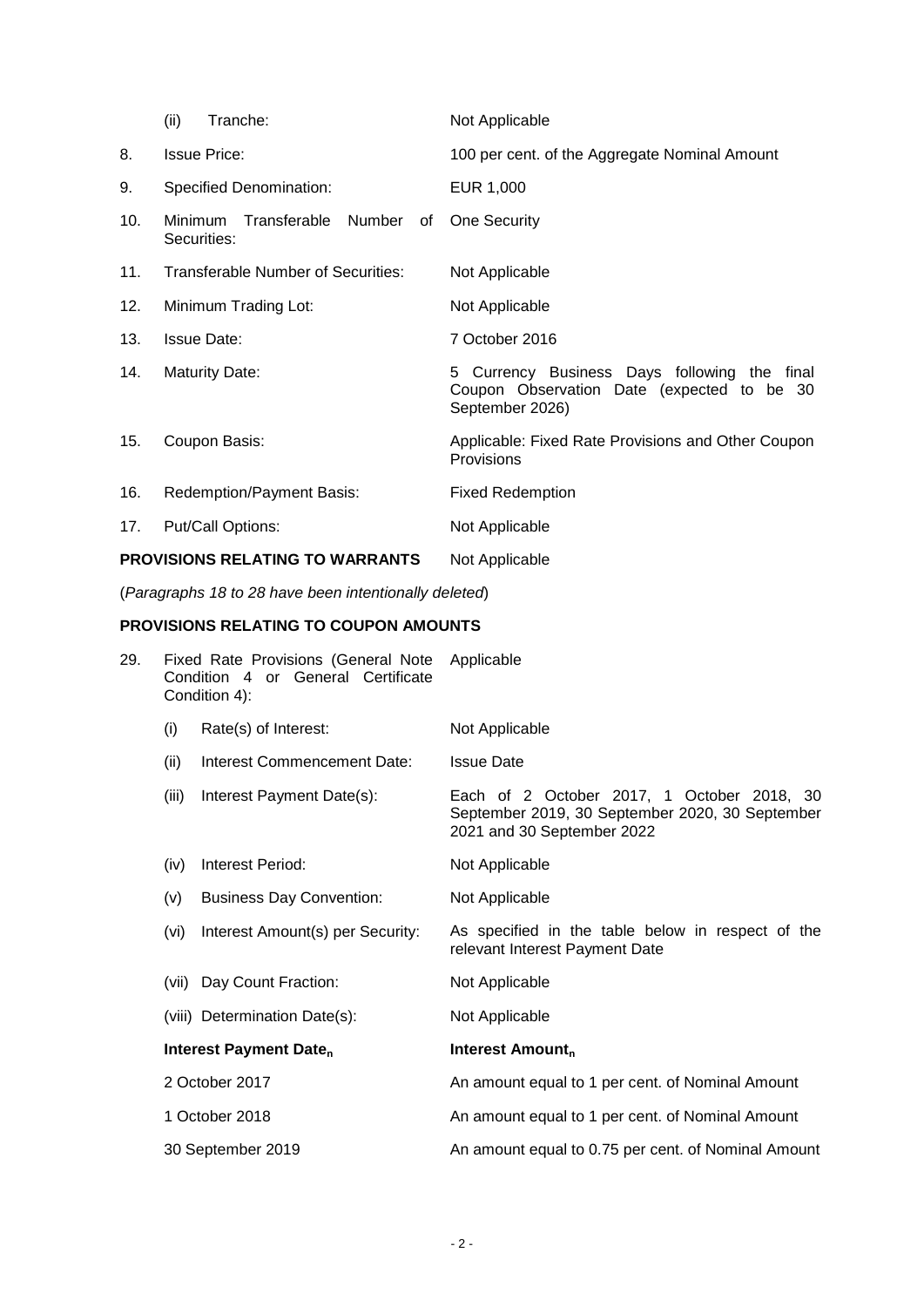| | | |
|---|---|---|
| | (ii) Tranche: | Not Applicable |
| 8. | Issue Price: | 100 per cent. of the Aggregate Nominal Amount |
| 9. | Specified Denomination: | EUR 1,000 |
| 10. | Minimum Transferable Number of Securities: | One Security |
| 11. | Transferable Number of Securities: | Not Applicable |
| 12. | Minimum Trading Lot: | Not Applicable |
| 13. | Issue Date: | 7 October 2016 |
| 14. | Maturity Date: | 5 Currency Business Days following the final Coupon Observation Date (expected to be 30 September 2026) |
| 15. | Coupon Basis: | Applicable: Fixed Rate Provisions and Other Coupon Provisions |
| 16. | Redemption/Payment Basis: | Fixed Redemption |
| 17. | Put/Call Options: | Not Applicable |

**PROVISIONS RELATING TO WARRANTS** Not Applicable

(*Paragraphs 18 to 28 have been intentionally deleted*)

**PROVISIONS RELATING TO COUPON AMOUNTS**

| | | |
|---|---|---|
| 29. | Fixed Rate Provisions (General Note Condition 4 or General Certificate Condition 4): | Applicable |
| | (i) Rate(s) of Interest: | Not Applicable |
| | (ii) Interest Commencement Date: | Issue Date |
| | (iii) Interest Payment Date(s): | Each of 2 October 2017, 1 October 2018, 30 September 2019, 30 September 2020, 30 September 2021 and 30 September 2022 |
| | (iv) Interest Period: | Not Applicable |
| | (v) Business Day Convention: | Not Applicable |
| | (vi) Interest Amount(s) per Security: | As specified in the table below in respect of the relevant Interest Payment Date |
| | (vii) Day Count Fraction: | Not Applicable |
| | (viii) Determination Date(s): | Not Applicable |

| Interest Payment Date$_n$ | Interest Amount$_n$ |
|---|---|
| 2 October 2017 | An amount equal to 1 per cent. of Nominal Amount |
| 1 October 2018 | An amount equal to 1 per cent. of Nominal Amount |
| 30 September 2019 | An amount equal to 0.75 per cent. of Nominal Amount |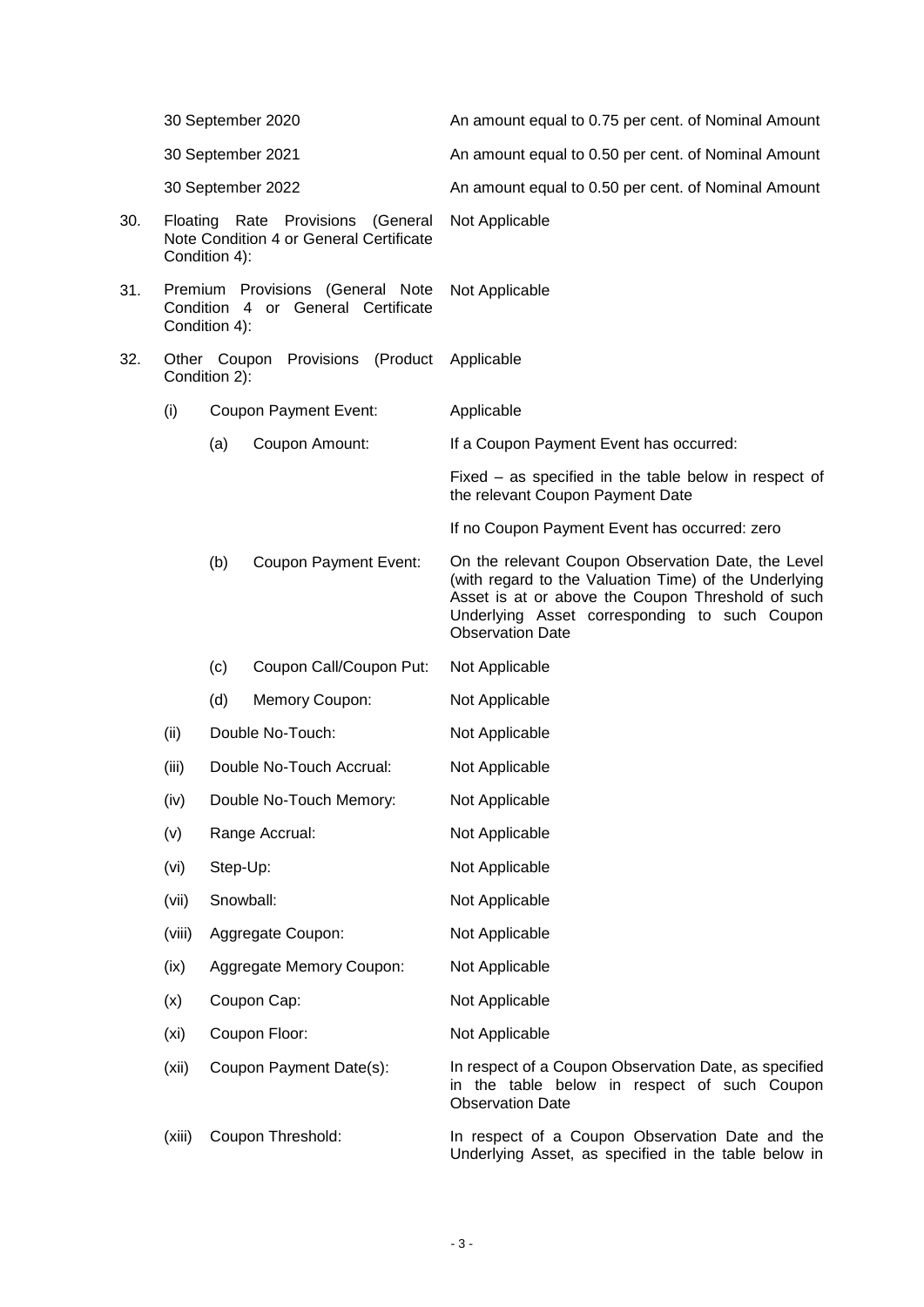| | |
|---|---|
| 30 September 2020 | An amount equal to 0.75 per cent. of Nominal Amount |
| 30 September 2021 | An amount equal to 0.50 per cent. of Nominal Amount |
| 30 September 2022 | An amount equal to 0.50 per cent. of Nominal Amount |

30. Floating Rate Provisions (General Note Condition 4 or General Certificate Condition 4): Not Applicable

31. Premium Provisions (General Note Condition 4 or General Certificate Condition 4): Not Applicable

32. Other Coupon Provisions (Product Condition 2): Applicable

(i) Coupon Payment Event: Applicable

(a) Coupon Amount: If a Coupon Payment Event has occurred:

Fixed – as specified in the table below in respect of the relevant Coupon Payment Date

If no Coupon Payment Event has occurred: zero

(b) Coupon Payment Event: On the relevant Coupon Observation Date, the Level (with regard to the Valuation Time) of the Underlying Asset is at or above the Coupon Threshold of such Underlying Asset corresponding to such Coupon Observation Date

(c) Coupon Call/Coupon Put: Not Applicable

(d) Memory Coupon: Not Applicable

(ii) Double No-Touch: Not Applicable

(iii) Double No-Touch Accrual: Not Applicable

(iv) Double No-Touch Memory: Not Applicable

(v) Range Accrual: Not Applicable

(vi) Step-Up: Not Applicable

(vii) Snowball: Not Applicable

(viii) Aggregate Coupon: Not Applicable

(ix) Aggregate Memory Coupon: Not Applicable

(x) Coupon Cap: Not Applicable

(xi) Coupon Floor: Not Applicable

(xii) Coupon Payment Date(s): In respect of a Coupon Observation Date, as specified in the table below in respect of such Coupon Observation Date

(xiii) Coupon Threshold: In respect of a Coupon Observation Date and the Underlying Asset, as specified in the table below in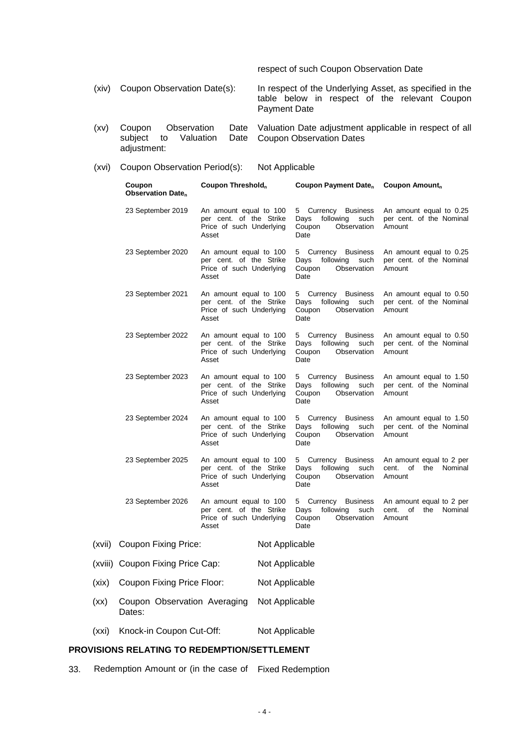respect of such Coupon Observation Date

(xiv) Coupon Observation Date(s): In respect of the Underlying Asset, as specified in the table below in respect of the relevant Coupon Payment Date

(xv) Coupon Observation Date subject to Valuation Date adjustment: Valuation Date adjustment applicable in respect of all Coupon Observation Dates

(xvi) Coupon Observation Period(s): Not Applicable

| Coupon Observation Date$_n$ | Coupon Threshold$_n$ | Coupon Payment Date$_n$ | Coupon Amount$_n$ |
|---|---|---|---|
| 23 September 2019 | An amount equal to 100 per cent. of the Strike Price of such Underlying Asset | 5 Currency Business Days following such Coupon Observation Date | An amount equal to 0.25 per cent. of the Nominal Amount |
| 23 September 2020 | An amount equal to 100 per cent. of the Strike Price of such Underlying Asset | 5 Currency Business Days following such Coupon Observation Date | An amount equal to 0.25 per cent. of the Nominal Amount |
| 23 September 2021 | An amount equal to 100 per cent. of the Strike Price of such Underlying Asset | 5 Currency Business Days following such Coupon Observation Date | An amount equal to 0.50 per cent. of the Nominal Amount |
| 23 September 2022 | An amount equal to 100 per cent. of the Strike Price of such Underlying Asset | 5 Currency Business Days following such Coupon Observation Date | An amount equal to 0.50 per cent. of the Nominal Amount |
| 23 September 2023 | An amount equal to 100 per cent. of the Strike Price of such Underlying Asset | 5 Currency Business Days following such Coupon Observation Date | An amount equal to 1.50 per cent. of the Nominal Amount |
| 23 September 2024 | An amount equal to 100 per cent. of the Strike Price of such Underlying Asset | 5 Currency Business Days following such Coupon Observation Date | An amount equal to 1.50 per cent. of the Nominal Amount |
| 23 September 2025 | An amount equal to 100 per cent. of the Strike Price of such Underlying Asset | 5 Currency Business Days following such Coupon Observation Date | An amount equal to 2 per cent. of the Nominal Amount |
| 23 September 2026 | An amount equal to 100 per cent. of the Strike Price of such Underlying Asset | 5 Currency Business Days following such Coupon Observation Date | An amount equal to 2 per cent. of the Nominal Amount |

(xvii) Coupon Fixing Price: Not Applicable

(xviii) Coupon Fixing Price Cap: Not Applicable

(xix) Coupon Fixing Price Floor: Not Applicable

(xx) Coupon Observation Averaging Dates: Not Applicable

(xxi) Knock-in Coupon Cut-Off: Not Applicable

## PROVISIONS RELATING TO REDEMPTION/SETTLEMENT

33. Redemption Amount or (in the case of Fixed Redemption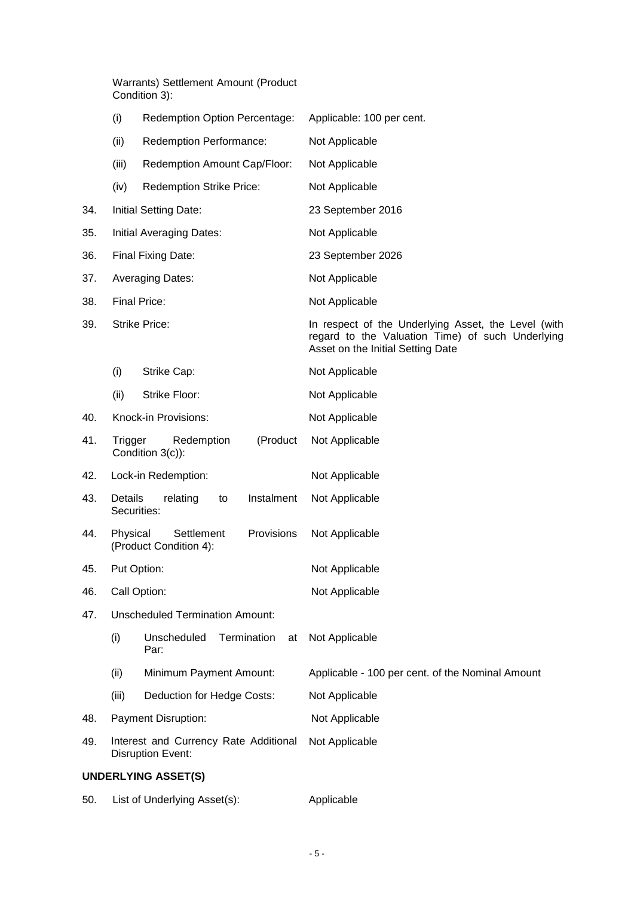| | | |
|---|---|---|
| | Warrants) Settlement Amount (Product Condition 3): | |
| | (i) Redemption Option Percentage: | Applicable: 100 per cent. |
| | (ii) Redemption Performance: | Not Applicable |
| | (iii) Redemption Amount Cap/Floor: | Not Applicable |
| | (iv) Redemption Strike Price: | Not Applicable |
| 34. | Initial Setting Date: | 23 September 2016 |
| 35. | Initial Averaging Dates: | Not Applicable |
| 36. | Final Fixing Date: | 23 September 2026 |
| 37. | Averaging Dates: | Not Applicable |
| 38. | Final Price: | Not Applicable |
| 39. | Strike Price: | In respect of the Underlying Asset, the Level (with regard to the Valuation Time) of such Underlying Asset on the Initial Setting Date |
| | (i) Strike Cap: | Not Applicable |
| | (ii) Strike Floor: | Not Applicable |
| 40. | Knock-in Provisions: | Not Applicable |
| 41. | Trigger Redemption (Product Condition 3(c)): | Not Applicable |
| 42. | Lock-in Redemption: | Not Applicable |
| 43. | Details relating to Instalment Securities: | Not Applicable |
| 44. | Physical Settlement Provisions (Product Condition 4): | Not Applicable |
| 45. | Put Option: | Not Applicable |
| 46. | Call Option: | Not Applicable |
| 47. | Unscheduled Termination Amount: | |
| | (i) Unscheduled Termination at Par: | Not Applicable |
| | (ii) Minimum Payment Amount: | Applicable - 100 per cent. of the Nominal Amount |
| | (iii) Deduction for Hedge Costs: | Not Applicable |
| 48. | Payment Disruption: | Not Applicable |
| 49. | Interest and Currency Rate Additional Disruption Event: | Not Applicable |

**UNDERLYING ASSET(S)**

| | | |
|---|---|---|
| 50. | List of Underlying Asset(s): | Applicable |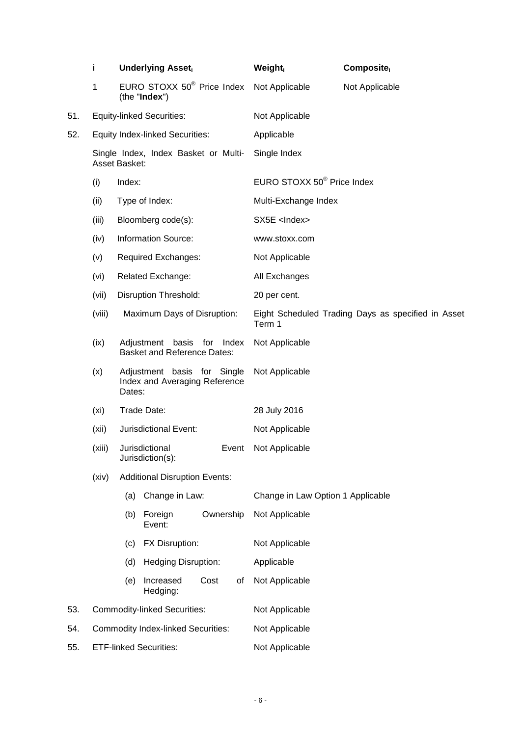| i | Underlying Asset$_i$ | Weight$_i$ | Composite$_i$ |
|---|---|---|---|
| 1 | EURO STOXX 50® Price Index (the "**Index**") | Not Applicable | Not Applicable |

51. Equity-linked Securities: Not Applicable

52. Equity Index-linked Securities: Applicable

| | | |
|---|---|---|
| | Single Index, Index Basket or Multi-Asset Basket: | Single Index |
| (i) | Index: | EURO STOXX 50® Price Index |
| (ii) | Type of Index: | Multi-Exchange Index |
| (iii) | Bloomberg code(s): | SX5E <Index> |
| (iv) | Information Source: | www.stoxx.com |
| (v) | Required Exchanges: | Not Applicable |
| (vi) | Related Exchange: | All Exchanges |
| (vii) | Disruption Threshold: | 20 per cent. |
| (viii) | Maximum Days of Disruption: | Eight Scheduled Trading Days as specified in Asset Term 1 |
| (ix) | Adjustment basis for Index Basket and Reference Dates: | Not Applicable |
| (x) | Adjustment basis for Single Index and Averaging Reference Dates: | Not Applicable |
| (xi) | Trade Date: | 28 July 2016 |
| (xii) | Jurisdictional Event: | Not Applicable |
| (xiii) | Jurisdictional Event Jurisdiction(s): | Not Applicable |
| (xiv) | Additional Disruption Events: | |
| | (a) Change in Law: | Change in Law Option 1 Applicable |
| | (b) Foreign Ownership Event: | Not Applicable |
| | (c) FX Disruption: | Not Applicable |
| | (d) Hedging Disruption: | Applicable |
| | (e) Increased Cost of Hedging: | Not Applicable |

53. Commodity-linked Securities: Not Applicable

54. Commodity Index-linked Securities: Not Applicable

55. ETF-linked Securities: Not Applicable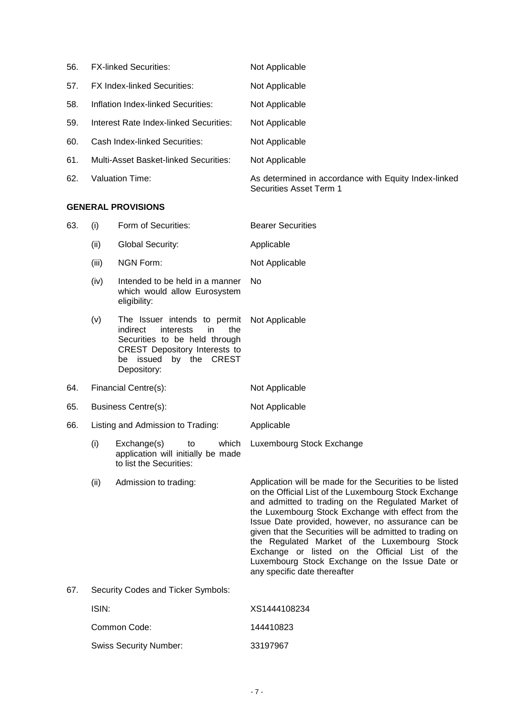| | | | |
|---|---|---|---|
| 56. | FX-linked Securities: | | Not Applicable |
| 57. | FX Index-linked Securities: | | Not Applicable |
| 58. | Inflation Index-linked Securities: | | Not Applicable |
| 59. | Interest Rate Index-linked Securities: | | Not Applicable |
| 60. | Cash Index-linked Securities: | | Not Applicable |
| 61. | Multi-Asset Basket-linked Securities: | | Not Applicable |
| 62. | Valuation Time: | | As determined in accordance with Equity Index-linked Securities Asset Term 1 |

**GENERAL PROVISIONS**

| | | | |
|---|---|---|---|
| 63. | (i) | Form of Securities: | Bearer Securities |
| | (ii) | Global Security: | Applicable |
| | (iii) | NGN Form: | Not Applicable |
| | (iv) | Intended to be held in a manner which would allow Eurosystem eligibility: | No |
| | (v) | The Issuer intends to permit indirect interests in the Securities to be held through CREST Depository Interests to be issued by the CREST Depository: | Not Applicable |
| 64. | Financial Centre(s): | | Not Applicable |
| 65. | Business Centre(s): | | Not Applicable |
| 66. | Listing and Admission to Trading: | | Applicable |
| | (i) | Exchange(s) to which application will initially be made to list the Securities: | Luxembourg Stock Exchange |
| | (ii) | Admission to trading: | Application will be made for the Securities to be listed on the Official List of the Luxembourg Stock Exchange and admitted to trading on the Regulated Market of the Luxembourg Stock Exchange with effect from the Issue Date provided, however, no assurance can be given that the Securities will be admitted to trading on the Regulated Market of the Luxembourg Stock Exchange or listed on the Official List of the Luxembourg Stock Exchange on the Issue Date or any specific date thereafter |
| 67. | Security Codes and Ticker Symbols: | | |
| | ISIN: | | XS1444108234 |
| | Common Code: | | 144410823 |
| | Swiss Security Number: | | 33197967 |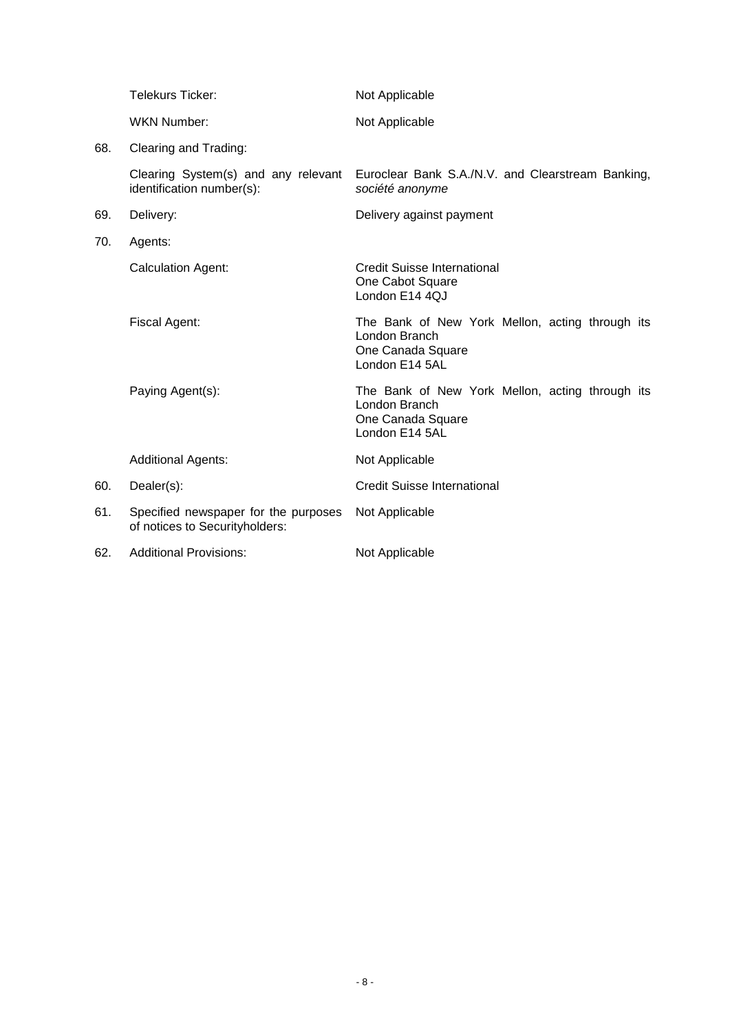| | | |
|---|---|---|
| | Telekurs Ticker: | Not Applicable |
| | WKN Number: | Not Applicable |
| 68. | Clearing and Trading: | |
| | Clearing System(s) and any relevant identification number(s): | Euroclear Bank S.A./N.V. and Clearstream Banking, *société anonyme* |
| 69. | Delivery: | Delivery against payment |
| 70. | Agents: | |
| | Calculation Agent: | Credit Suisse International<br>One Cabot Square<br>London E14 4QJ |
| | Fiscal Agent: | The Bank of New York Mellon, acting through its London Branch<br>One Canada Square<br>London E14 5AL |
| | Paying Agent(s): | The Bank of New York Mellon, acting through its London Branch<br>One Canada Square<br>London E14 5AL |
| | Additional Agents: | Not Applicable |
| 60. | Dealer(s): | Credit Suisse International |
| 61. | Specified newspaper for the purposes of notices to Securityholders: | Not Applicable |
| 62. | Additional Provisions: | Not Applicable |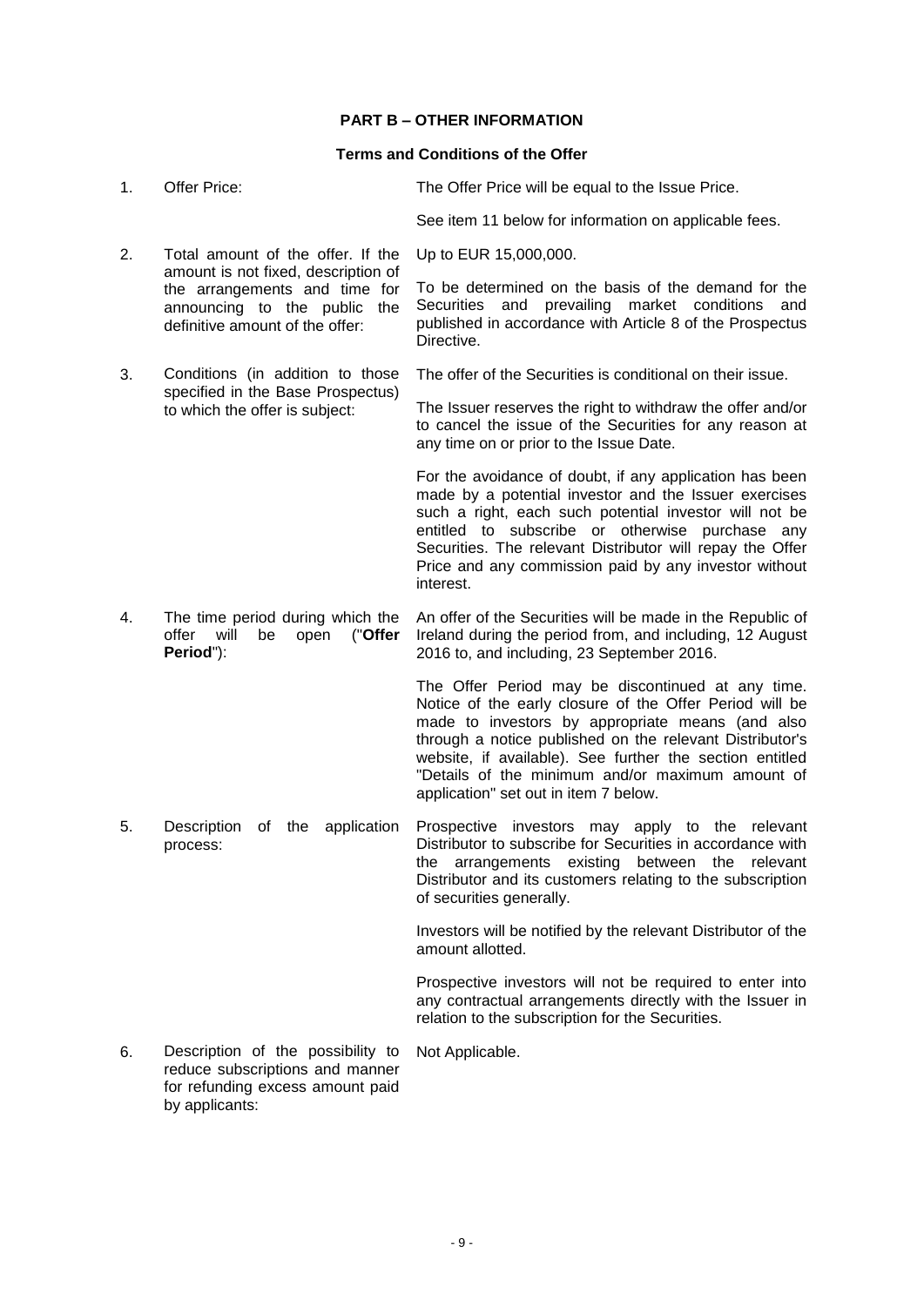## PART B – OTHER INFORMATION

### Terms and Conditions of the Offer

| | | |
|---|---|---|
| 1. | Offer Price: | The Offer Price will be equal to the Issue Price.<br><br>See item 11 below for information on applicable fees. |
| 2. | Total amount of the offer. If the amount is not fixed, description of the arrangements and time for announcing to the public the definitive amount of the offer: | Up to EUR 15,000,000.<br><br>To be determined on the basis of the demand for the Securities and prevailing market conditions and published in accordance with Article 8 of the Prospectus Directive. |
| 3. | Conditions (in addition to those specified in the Base Prospectus) to which the offer is subject: | The offer of the Securities is conditional on their issue.<br><br>The Issuer reserves the right to withdraw the offer and/or to cancel the issue of the Securities for any reason at any time on or prior to the Issue Date.<br><br>For the avoidance of doubt, if any application has been made by a potential investor and the Issuer exercises such a right, each such potential investor will not be entitled to subscribe or otherwise purchase any Securities. The relevant Distributor will repay the Offer Price and any commission paid by any investor without interest. |
| 4. | The time period during which the offer will be open ("**Offer Period**"): | An offer of the Securities will be made in the Republic of Ireland during the period from, and including, 12 August 2016 to, and including, 23 September 2016.<br><br>The Offer Period may be discontinued at any time. Notice of the early closure of the Offer Period will be made to investors by appropriate means (and also through a notice published on the relevant Distributor's website, if available). See further the section entitled "Details of the minimum and/or maximum amount of application" set out in item 7 below. |
| 5. | Description of the application process: | Prospective investors may apply to the relevant Distributor to subscribe for Securities in accordance with the arrangements existing between the relevant Distributor and its customers relating to the subscription of securities generally.<br><br>Investors will be notified by the relevant Distributor of the amount allotted.<br><br>Prospective investors will not be required to enter into any contractual arrangements directly with the Issuer in relation to the subscription for the Securities. |
| 6. | Description of the possibility to reduce subscriptions and manner for refunding excess amount paid by applicants: | Not Applicable. |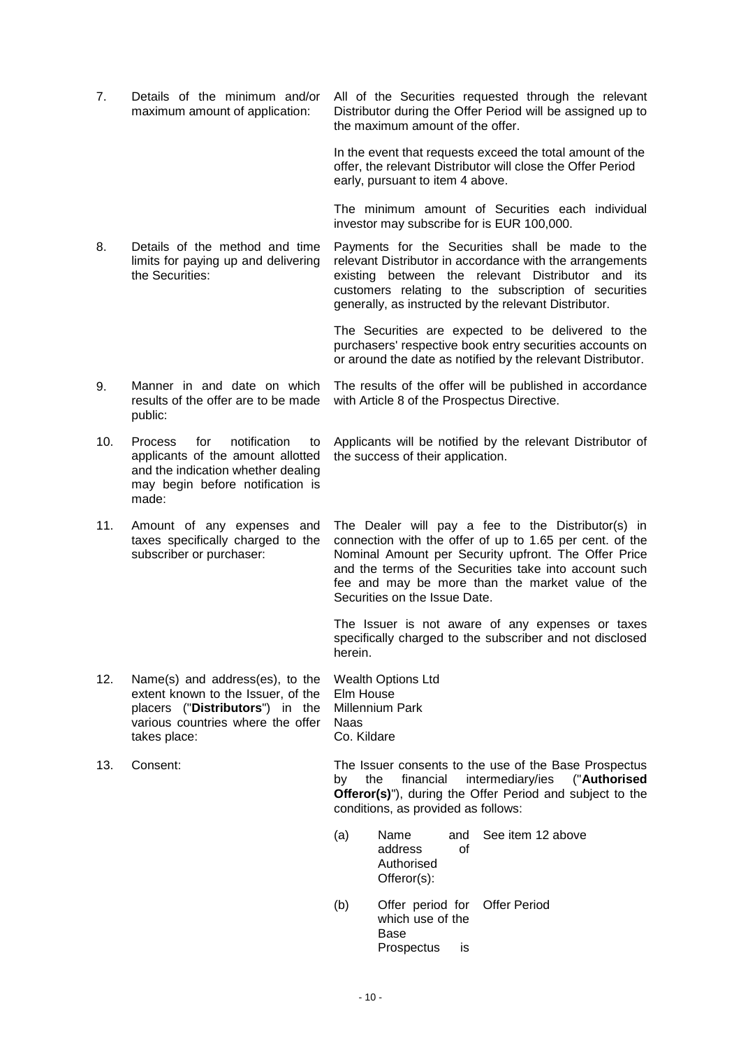| | | |
|---|---|---|
| 7. | Details of the minimum and/or maximum amount of application: | All of the Securities requested through the relevant Distributor during the Offer Period will be assigned up to the maximum amount of the offer.<br><br>In the event that requests exceed the total amount of the offer, the relevant Distributor will close the Offer Period early, pursuant to item 4 above.<br><br>The minimum amount of Securities each individual investor may subscribe for is EUR 100,000. |
| 8. | Details of the method and time limits for paying up and delivering the Securities: | Payments for the Securities shall be made to the relevant Distributor in accordance with the arrangements existing between the relevant Distributor and its customers relating to the subscription of securities generally, as instructed by the relevant Distributor.<br><br>The Securities are expected to be delivered to the purchasers' respective book entry securities accounts on or around the date as notified by the relevant Distributor. |
| 9. | Manner in and date on which results of the offer are to be made public: | The results of the offer will be published in accordance with Article 8 of the Prospectus Directive. |
| 10. | Process for notification to applicants of the amount allotted and the indication whether dealing may begin before notification is made: | Applicants will be notified by the relevant Distributor of the success of their application. |
| 11. | Amount of any expenses and taxes specifically charged to the subscriber or purchaser: | The Dealer will pay a fee to the Distributor(s) in connection with the offer of up to 1.65 per cent. of the Nominal Amount per Security upfront. The Offer Price and the terms of the Securities take into account such fee and may be more than the market value of the Securities on the Issue Date.<br><br>The Issuer is not aware of any expenses or taxes specifically charged to the subscriber and not disclosed herein. |
| 12. | Name(s) and address(es), to the extent known to the Issuer, of the placers ("**Distributors**") in the various countries where the offer takes place: | Wealth Options Ltd<br>Elm House<br>Millennium Park<br>Naas<br>Co. Kildare |
| 13. | Consent: | The Issuer consents to the use of the Base Prospectus by the financial intermediary/ies ("**Authorised Offeror(s)**"), during the Offer Period and subject to the conditions, as provided as follows: |

| | | |
|---|---|---|
| (a) | Name and address of Authorised Offeror(s): | See item 12 above |
| (b) | Offer period for which use of the Base Prospectus is | Offer Period |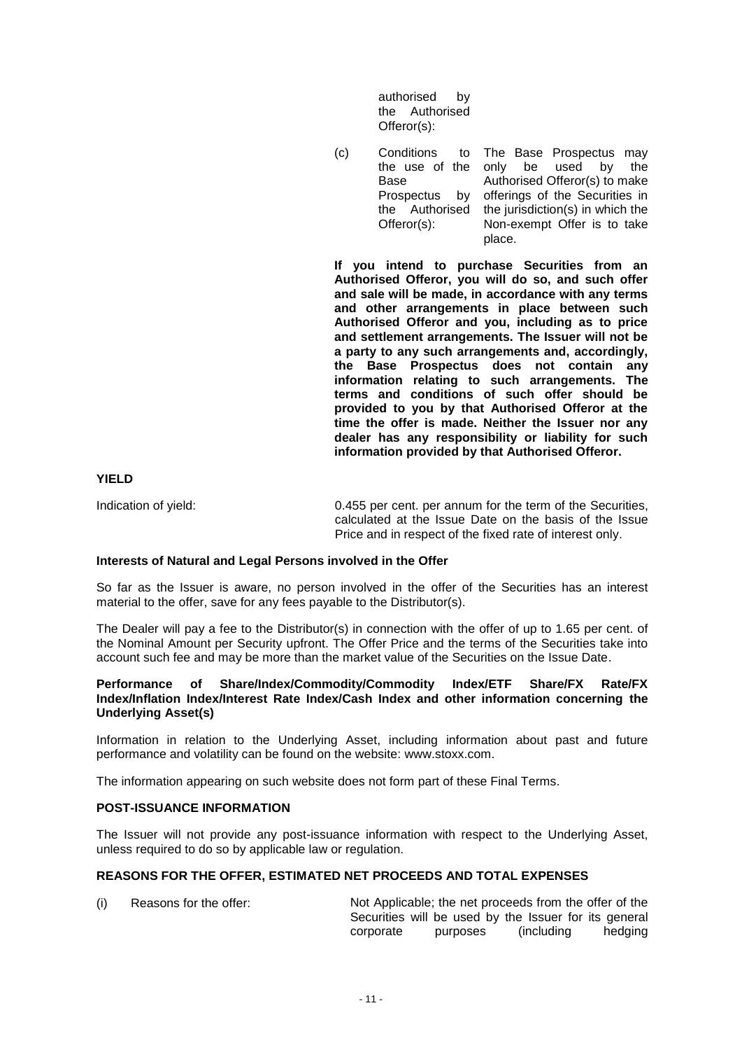| | |
|---|---|
| authorised by the Authorised Offeror(s): | |
| (c) Conditions to the use of the Base Prospectus by the Authorised Offeror(s): | The Base Prospectus may only be used by the Authorised Offeror(s) to make offerings of the Securities in the jurisdiction(s) in which the Non-exempt Offer is to take place. |

**If you intend to purchase Securities from an Authorised Offeror, you will do so, and such offer and sale will be made, in accordance with any terms and other arrangements in place between such Authorised Offeror and you, including as to price and settlement arrangements. The Issuer will not be a party to any such arrangements and, accordingly, the Base Prospectus does not contain any information relating to such arrangements. The terms and conditions of such offer should be provided to you by that Authorised Offeror at the time the offer is made. Neither the Issuer nor any dealer has any responsibility or liability for such information provided by that Authorised Offeror.**

**YIELD**

| | |
|---|---|
| Indication of yield: | 0.455 per cent. per annum for the term of the Securities, calculated at the Issue Date on the basis of the Issue Price and in respect of the fixed rate of interest only. |

**Interests of Natural and Legal Persons involved in the Offer**

So far as the Issuer is aware, no person involved in the offer of the Securities has an interest material to the offer, save for any fees payable to the Distributor(s).

The Dealer will pay a fee to the Distributor(s) in connection with the offer of up to 1.65 per cent. of the Nominal Amount per Security upfront. The Offer Price and the terms of the Securities take into account such fee and may be more than the market value of the Securities on the Issue Date.

**Performance of Share/Index/Commodity/Commodity Index/ETF Share/FX Rate/FX Index/Inflation Index/Interest Rate Index/Cash Index and other information concerning the Underlying Asset(s)**

Information in relation to the Underlying Asset, including information about past and future performance and volatility can be found on the website: www.stoxx.com.

The information appearing on such website does not form part of these Final Terms.

**POST-ISSUANCE INFORMATION**

The Issuer will not provide any post-issuance information with respect to the Underlying Asset, unless required to do so by applicable law or regulation.

**REASONS FOR THE OFFER, ESTIMATED NET PROCEEDS AND TOTAL EXPENSES**

| | |
|---|---|
| (i) Reasons for the offer: | Not Applicable; the net proceeds from the offer of the Securities will be used by the Issuer for its general corporate purposes (including hedging |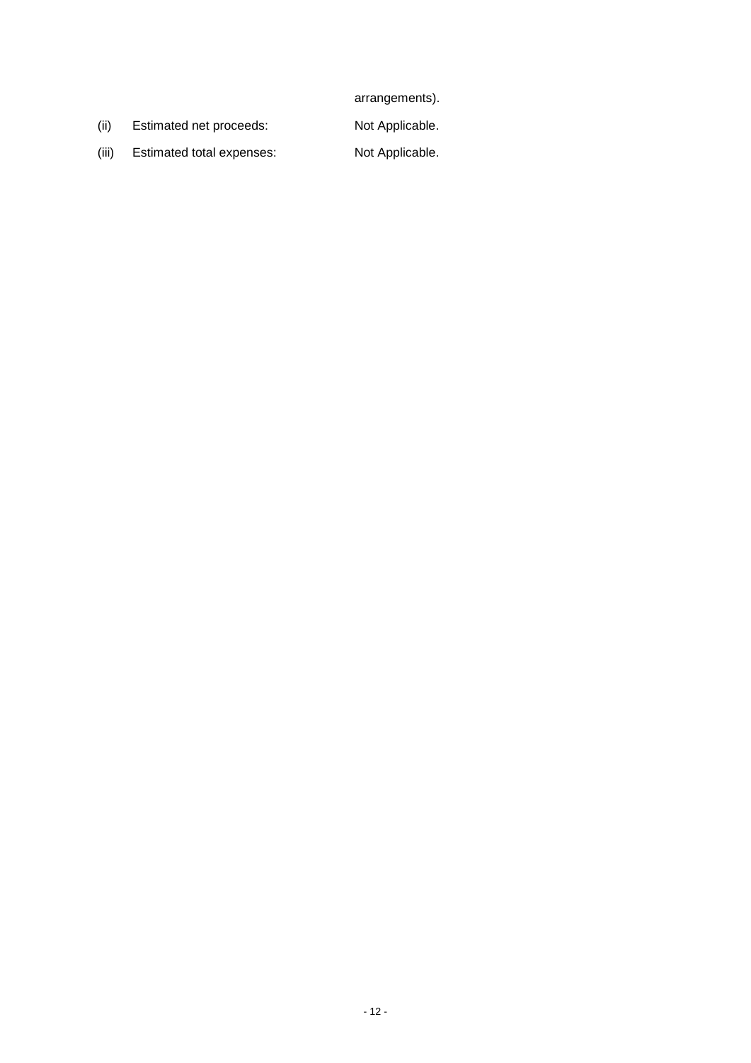arrangements).

(ii) Estimated net proceeds: Not Applicable.

(iii) Estimated total expenses: Not Applicable.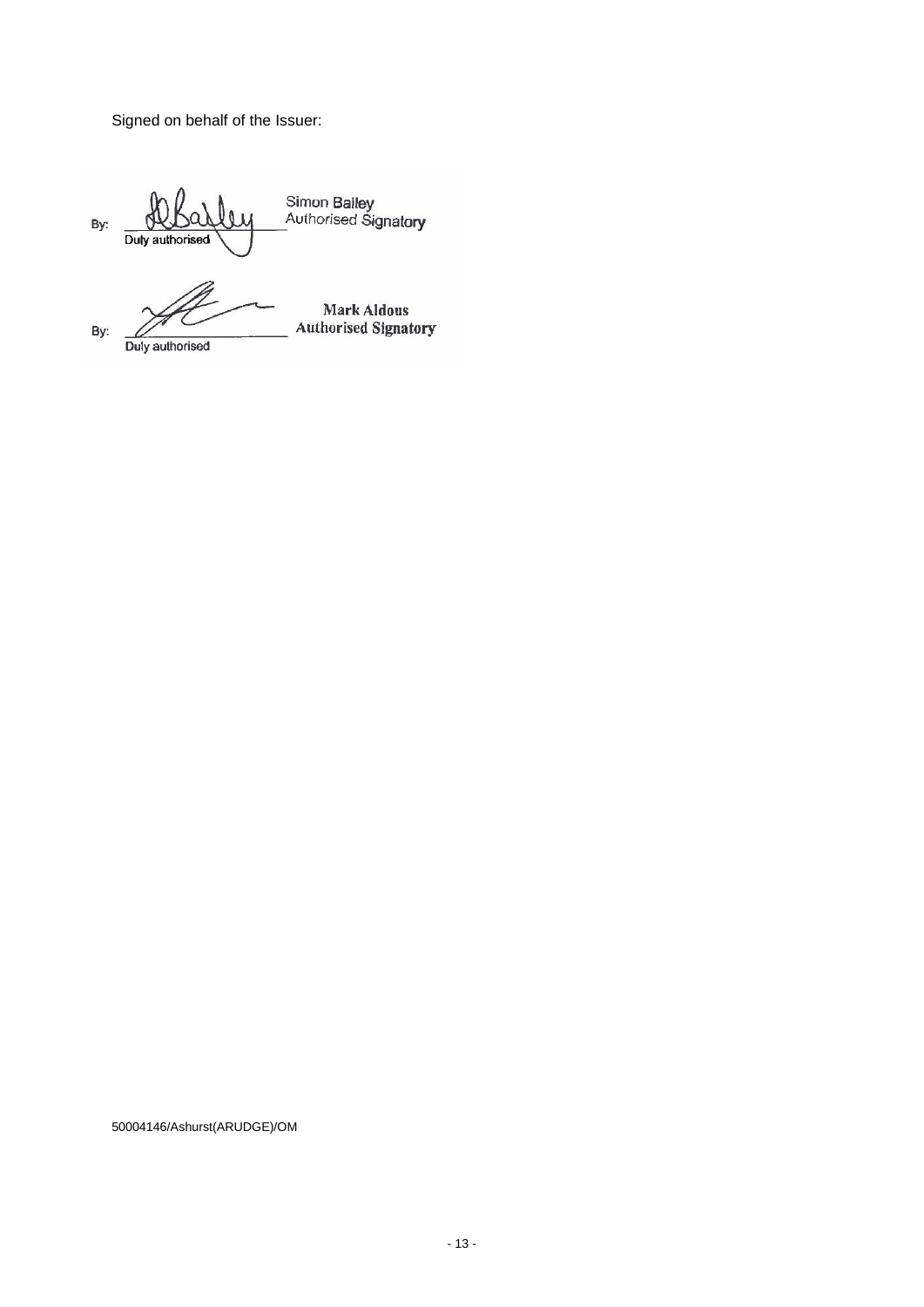Signed on behalf of the Issuer:

By: \_\_\_\_\_\_\_\_\_\_\_\_\_\_\_\_\_\_\_\_\_\_\_\_ Simon Bailey
Duly authorised Authorised Signatory

By: \_\_\_\_\_\_\_\_\_\_\_\_\_\_\_\_\_\_\_\_\_\_\_\_ Mark Aldous
Duly authorised Authorised Signatory

50004146/Ashurst(ARUDGE)/OM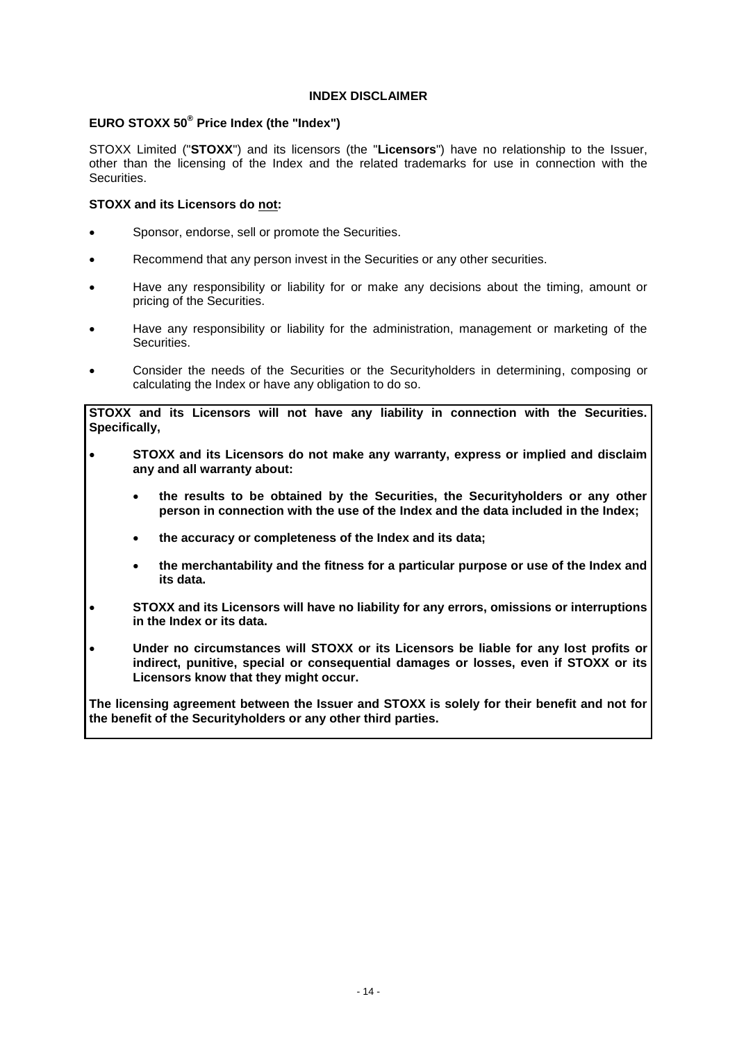## INDEX DISCLAIMER

### EURO STOXX 50® Price Index (the "Index")

STOXX Limited ("**STOXX**") and its licensors (the "**Licensors**") have no relationship to the Issuer, other than the licensing of the Index and the related trademarks for use in connection with the Securities.

**STOXX and its Licensors do <u>not</u>:**

- Sponsor, endorse, sell or promote the Securities.
- Recommend that any person invest in the Securities or any other securities.
- Have any responsibility or liability for or make any decisions about the timing, amount or pricing of the Securities.
- Have any responsibility or liability for the administration, management or marketing of the Securities.
- Consider the needs of the Securities or the Securityholders in determining, composing or calculating the Index or have any obligation to do so.

**STOXX and its Licensors will not have any liability in connection with the Securities. Specifically,**

- **STOXX and its Licensors do not make any warranty, express or implied and disclaim any and all warranty about:**
  - **the results to be obtained by the Securities, the Securityholders or any other person in connection with the use of the Index and the data included in the Index;**
  - **the accuracy or completeness of the Index and its data;**
  - **the merchantability and the fitness for a particular purpose or use of the Index and its data.**
- **STOXX and its Licensors will have no liability for any errors, omissions or interruptions in the Index or its data.**
- **Under no circumstances will STOXX or its Licensors be liable for any lost profits or indirect, punitive, special or consequential damages or losses, even if STOXX or its Licensors know that they might occur.**

**The licensing agreement between the Issuer and STOXX is solely for their benefit and not for the benefit of the Securityholders or any other third parties.**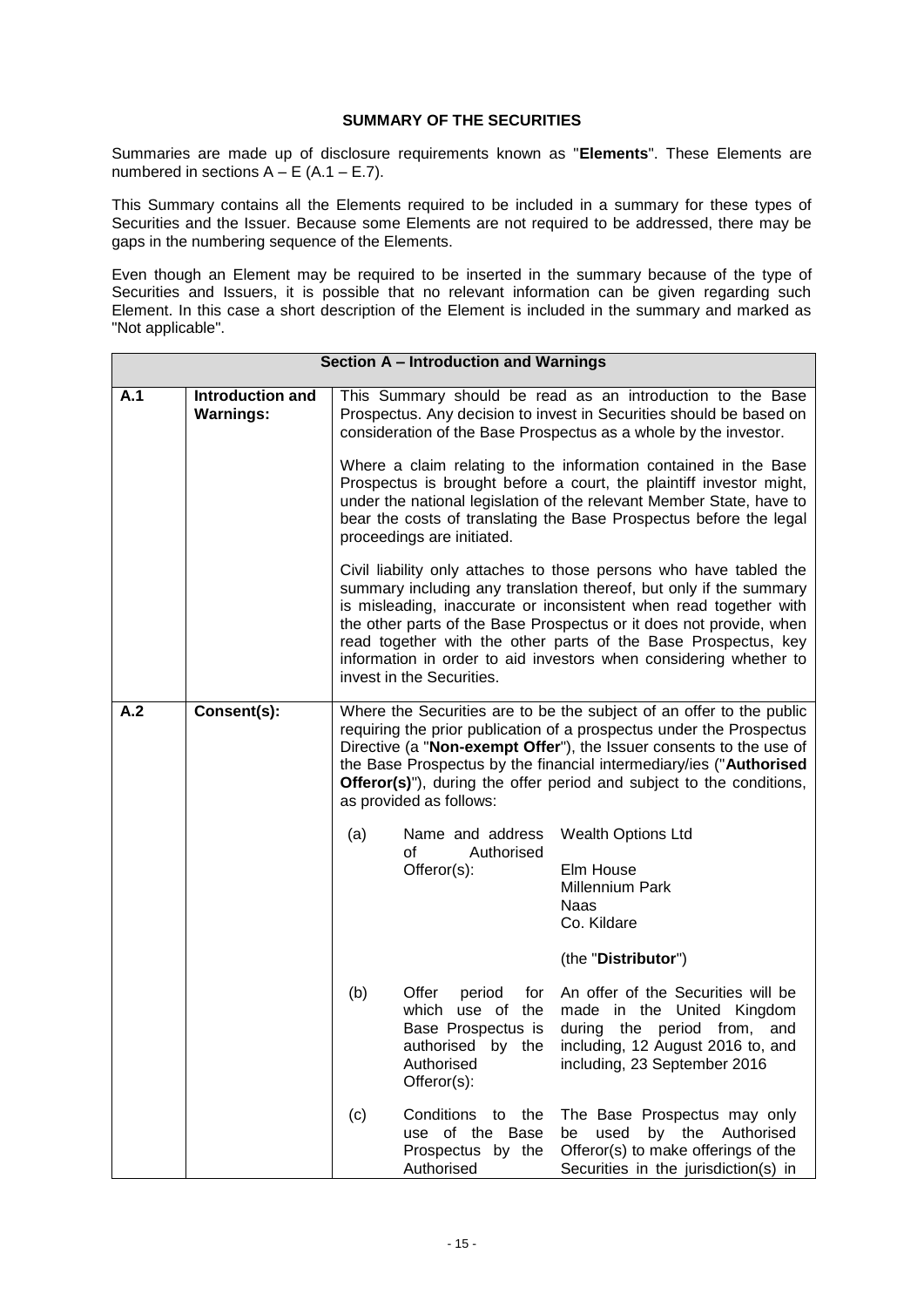**SUMMARY OF THE SECURITIES**

Summaries are made up of disclosure requirements known as "**Elements**". These Elements are numbered in sections A – E (A.1 – E.7).

This Summary contains all the Elements required to be included in a summary for these types of Securities and the Issuer. Because some Elements are not required to be addressed, there may be gaps in the numbering sequence of the Elements.

Even though an Element may be required to be inserted in the summary because of the type of Securities and Issuers, it is possible that no relevant information can be given regarding such Element. In this case a short description of the Element is included in the summary and marked as "Not applicable".

| **Section A – Introduction and Warnings** | | |
|---|---|---|
| **A.1** | **Introduction and Warnings:** | This Summary should be read as an introduction to the Base Prospectus. Any decision to invest in Securities should be based on consideration of the Base Prospectus as a whole by the investor.<br><br>Where a claim relating to the information contained in the Base Prospectus is brought before a court, the plaintiff investor might, under the national legislation of the relevant Member State, have to bear the costs of translating the Base Prospectus before the legal proceedings are initiated.<br><br>Civil liability only attaches to those persons who have tabled the summary including any translation thereof, but only if the summary is misleading, inaccurate or inconsistent when read together with the other parts of the Base Prospectus or it does not provide, when read together with the other parts of the Base Prospectus, key information in order to aid investors when considering whether to invest in the Securities. |
| **A.2** | **Consent(s):** | Where the Securities are to be the subject of an offer to the public requiring the prior publication of a prospectus under the Prospectus Directive (a "**Non-exempt Offer**"), the Issuer consents to the use of the Base Prospectus by the financial intermediary/ies ("**Authorised Offeror(s)**"), during the offer period and subject to the conditions, as provided as follows:<br><br>(a) Name and address of Authorised Offeror(s): Wealth Options Ltd<br>Elm House<br>Millennium Park<br>Naas<br>Co. Kildare<br>(the "**Distributor**")<br><br>(b) Offer period for which use of the Base Prospectus is authorised by the Authorised Offeror(s): An offer of the Securities will be made in the United Kingdom during the period from, and including, 12 August 2016 to, and including, 23 September 2016<br><br>(c) Conditions to the use of the Base Prospectus by the Authorised: The Base Prospectus may only be used by the Authorised Offeror(s) to make offerings of the Securities in the jurisdiction(s) in |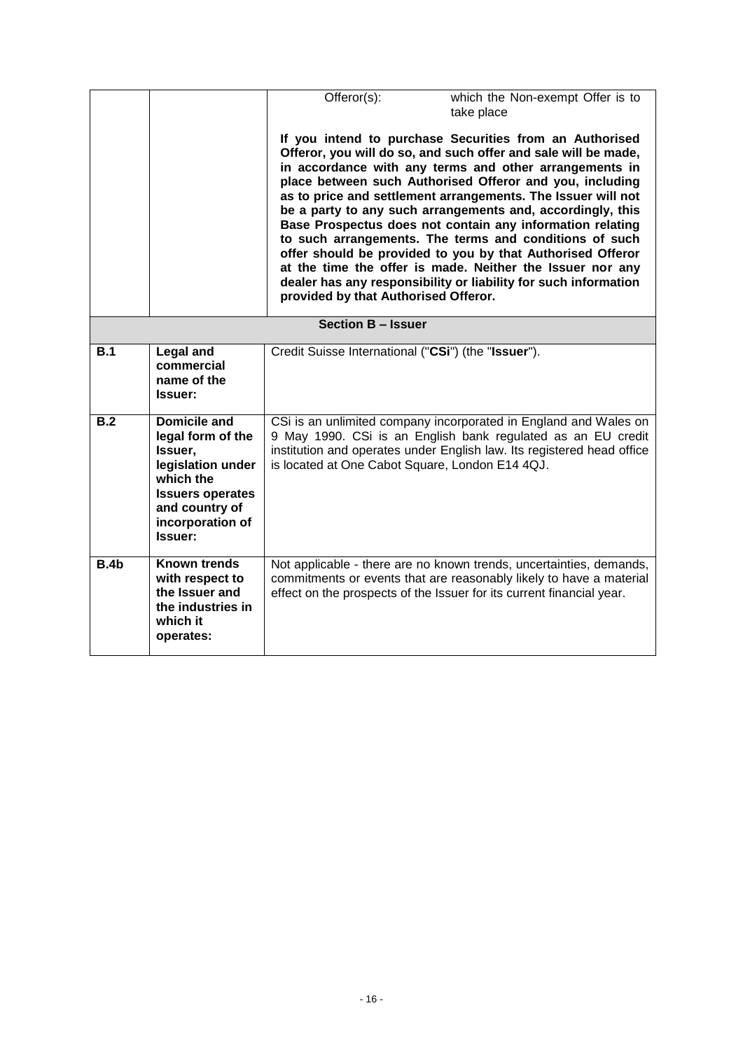| | | | |
|---|---|---|---|
| | | Offeror(s): | which the Non-exempt Offer is to take place |
| | | **If you intend to purchase Securities from an Authorised Offeror, you will do so, and such offer and sale will be made, in accordance with any terms and other arrangements in place between such Authorised Offeror and you, including as to price and settlement arrangements. The Issuer will not be a party to any such arrangements and, accordingly, this Base Prospectus does not contain any information relating to such arrangements. The terms and conditions of such offer should be provided to you by that Authorised Offeror at the time the offer is made. Neither the Issuer nor any dealer has any responsibility or liability for such information provided by that Authorised Offeror.** | |

| | | |
|---|---|---|
| | **Section B – Issuer** | |
| **B.1** | **Legal and commercial name of the Issuer:** | Credit Suisse International ("**CSi**") (the "**Issuer**"). |
| **B.2** | **Domicile and legal form of the Issuer, legislation under which the Issuers operates and country of incorporation of Issuer:** | CSi is an unlimited company incorporated in England and Wales on 9 May 1990. CSi is an English bank regulated as an EU credit institution and operates under English law. Its registered head office is located at One Cabot Square, London E14 4QJ. |
| **B.4b** | **Known trends with respect to the Issuer and the industries in which it operates:** | Not applicable - there are no known trends, uncertainties, demands, commitments or events that are reasonably likely to have a material effect on the prospects of the Issuer for its current financial year. |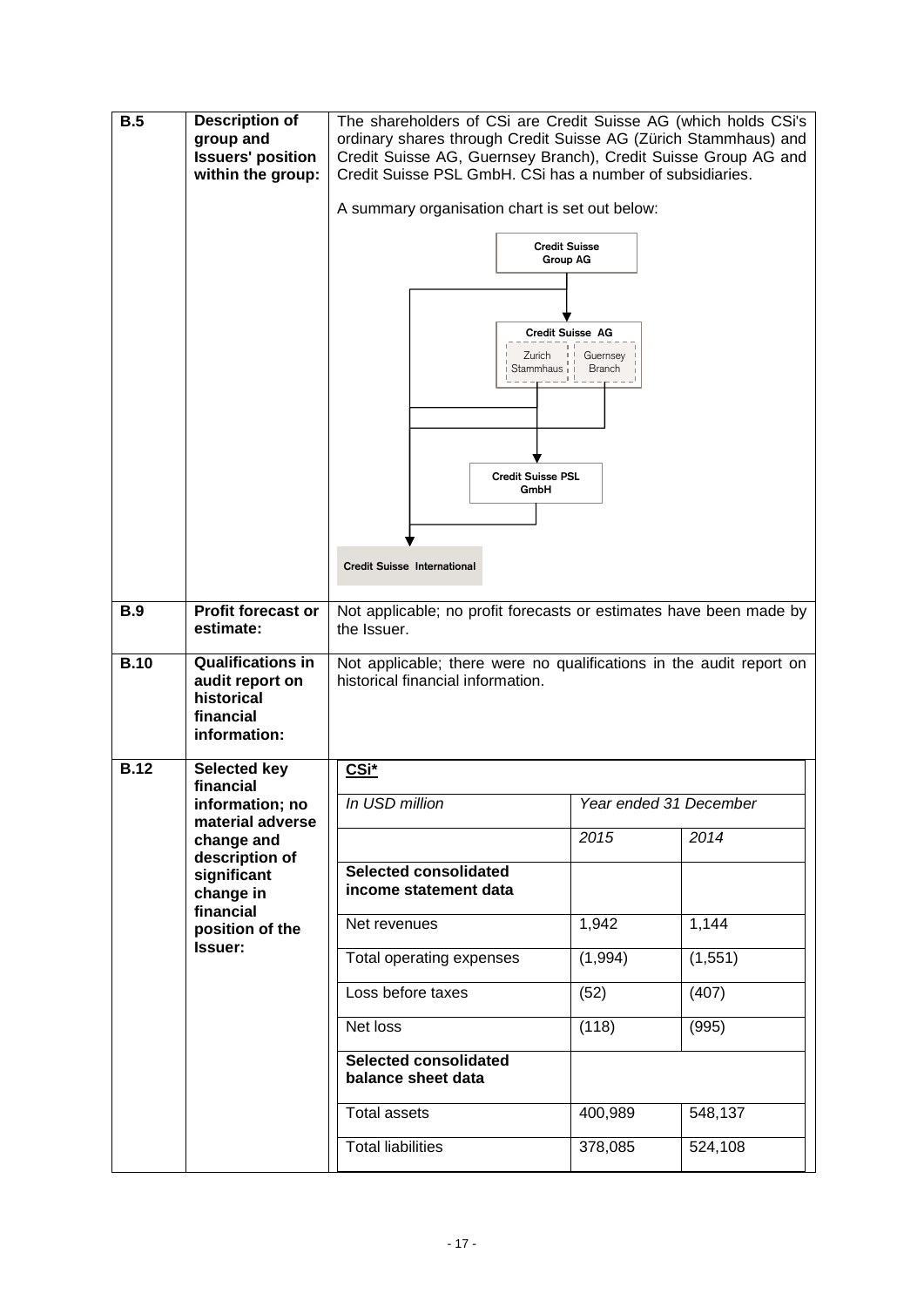| | | |
|---|---|---|
| **B.5** | **Description of group and Issuers' position within the group:** | The shareholders of CSi are Credit Suisse AG (which holds CSi's ordinary shares through Credit Suisse AG (Zürich Stammhaus) and Credit Suisse AG, Guernsey Branch), Credit Suisse Group AG and Credit Suisse PSL GmbH. CSi has a number of subsidiaries.<br><br>A summary organisation chart is set out below:<br><br>Credit Suisse Group AG<br>Credit Suisse AG (Zurich Stammhaus; Guernsey Branch)<br>Credit Suisse PSL GmbH<br>Credit Suisse International |
| **B.9** | **Profit forecast or estimate:** | Not applicable; no profit forecasts or estimates have been made by the Issuer. |
| **B.10** | **Qualifications in audit report on historical financial information:** | Not applicable; there were no qualifications in the audit report on historical financial information. |
| **B.12** | **Selected key financial information; no material adverse change and description of significant change in financial position of the Issuer:** | **CSi*** |

| In USD million | Year ended 31 December | |
|---|---|---|
| | *2015* | *2014* |
| **Selected consolidated income statement data** | | |
| Net revenues | 1,942 | 1,144 |
| Total operating expenses | (1,994) | (1,551) |
| Loss before taxes | (52) | (407) |
| Net loss | (118) | (995) |
| **Selected consolidated balance sheet data** | | |
| Total assets | 400,989 | 548,137 |
| Total liabilities | 378,085 | 524,108 |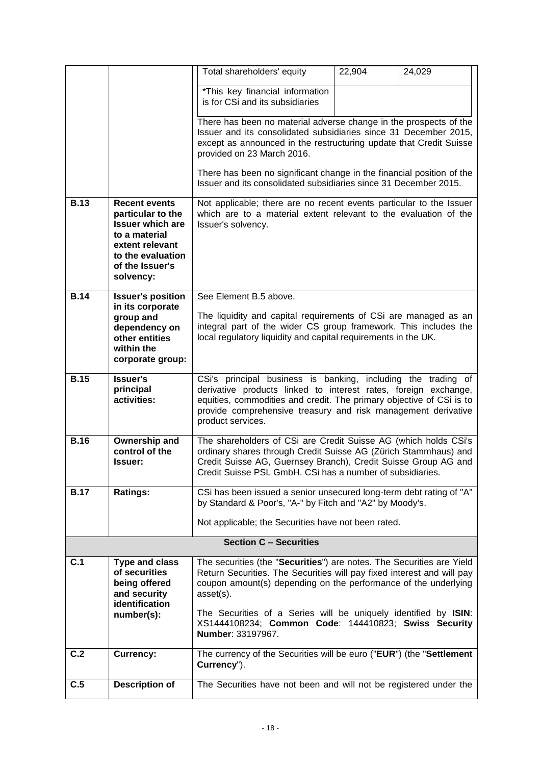| | | |
|---|---|---|
| | | Total shareholders' equity — 22,904 — 24,029<br><br>*This key financial information is for CSi and its subsidiaries<br><br>There has been no material adverse change in the prospects of the Issuer and its consolidated subsidiaries since 31 December 2015, except as announced in the restructuring update that Credit Suisse provided on 23 March 2016.<br><br>There has been no significant change in the financial position of the Issuer and its consolidated subsidiaries since 31 December 2015. |
| **B.13** | **Recent events particular to the Issuer which are to a material extent relevant to the evaluation of the Issuer's solvency:** | Not applicable; there are no recent events particular to the Issuer which are to a material extent relevant to the evaluation of the Issuer's solvency. |
| **B.14** | **Issuer's position in its corporate group and dependency on other entities within the corporate group:** | See Element B.5 above.<br><br>The liquidity and capital requirements of CSi are managed as an integral part of the wider CS group framework. This includes the local regulatory liquidity and capital requirements in the UK. |
| **B.15** | **Issuer's principal activities:** | CSi's principal business is banking, including the trading of derivative products linked to interest rates, foreign exchange, equities, commodities and credit. The primary objective of CSi is to provide comprehensive treasury and risk management derivative product services. |
| **B.16** | **Ownership and control of the Issuer:** | The shareholders of CSi are Credit Suisse AG (which holds CSi's ordinary shares through Credit Suisse AG (Zürich Stammhaus) and Credit Suisse AG, Guernsey Branch), Credit Suisse Group AG and Credit Suisse PSL GmbH. CSi has a number of subsidiaries. |
| **B.17** | **Ratings:** | CSi has been issued a senior unsecured long-term debt rating of "A" by Standard & Poor's, "A-" by Fitch and "A2" by Moody's.<br><br>Not applicable; the Securities have not been rated. |
| | | **Section C – Securities** |
| **C.1** | **Type and class of securities being offered and security identification number(s):** | The securities (the "**Securities**") are notes. The Securities are Yield Return Securities. The Securities will pay fixed interest and will pay coupon amount(s) depending on the performance of the underlying asset(s).<br><br>The Securities of a Series will be uniquely identified by **ISIN**: XS1444108234; **Common Code**: 144410823; **Swiss Security Number**: 33197967. |
| **C.2** | **Currency:** | The currency of the Securities will be euro ("**EUR**") (the "**Settlement Currency**"). |
| **C.5** | **Description of** | The Securities have not been and will not be registered under the |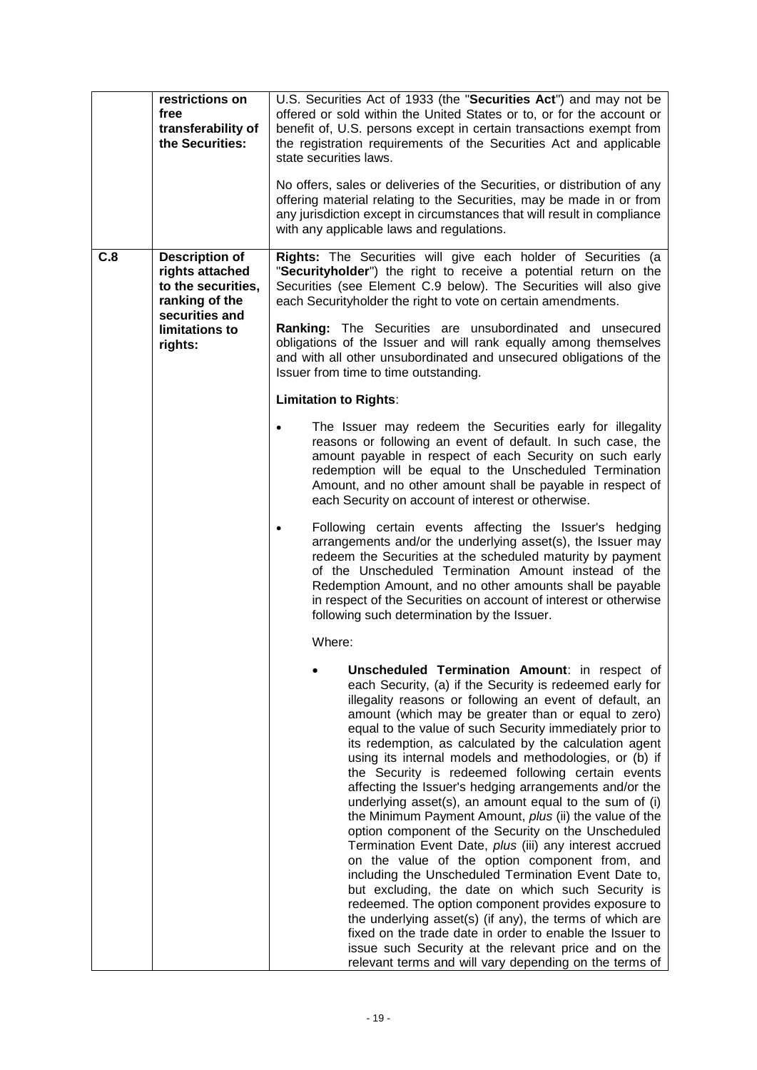| | | |
|---|---|---|
| | **restrictions on free transferability of the Securities:** | U.S. Securities Act of 1933 (the "**Securities Act**") and may not be offered or sold within the United States or to, or for the account or benefit of, U.S. persons except in certain transactions exempt from the registration requirements of the Securities Act and applicable state securities laws.<br><br>No offers, sales or deliveries of the Securities, or distribution of any offering material relating to the Securities, may be made in or from any jurisdiction except in circumstances that will result in compliance with any applicable laws and regulations. |
| **C.8** | **Description of rights attached to the securities, ranking of the securities and limitations to rights:** | **Rights:** The Securities will give each holder of Securities (a "**Securityholder**") the right to receive a potential return on the Securities (see Element C.9 below). The Securities will also give each Securityholder the right to vote on certain amendments.<br><br>**Ranking:** The Securities are unsubordinated and unsecured obligations of the Issuer and will rank equally among themselves and with all other unsubordinated and unsecured obligations of the Issuer from time to time outstanding.<br><br>**Limitation to Rights**:<br><br>• The Issuer may redeem the Securities early for illegality reasons or following an event of default. In such case, the amount payable in respect of each Security on such early redemption will be equal to the Unscheduled Termination Amount, and no other amount shall be payable in respect of each Security on account of interest or otherwise.<br><br>• Following certain events affecting the Issuer's hedging arrangements and/or the underlying asset(s), the Issuer may redeem the Securities at the scheduled maturity by payment of the Unscheduled Termination Amount instead of the Redemption Amount, and no other amounts shall be payable in respect of the Securities on account of interest or otherwise following such determination by the Issuer.<br><br>Where:<br><br>• **Unscheduled Termination Amount**: in respect of each Security, (a) if the Security is redeemed early for illegality reasons or following an event of default, an amount (which may be greater than or equal to zero) equal to the value of such Security immediately prior to its redemption, as calculated by the calculation agent using its internal models and methodologies, or (b) if the Security is redeemed following certain events affecting the Issuer's hedging arrangements and/or the underlying asset(s), an amount equal to the sum of (i) the Minimum Payment Amount, *plus* (ii) the value of the option component of the Security on the Unscheduled Termination Event Date, *plus* (iii) any interest accrued on the value of the option component from, and including the Unscheduled Termination Event Date to, but excluding, the date on which such Security is redeemed. The option component provides exposure to the underlying asset(s) (if any), the terms of which are fixed on the trade date in order to enable the Issuer to issue such Security at the relevant price and on the relevant terms and will vary depending on the terms of |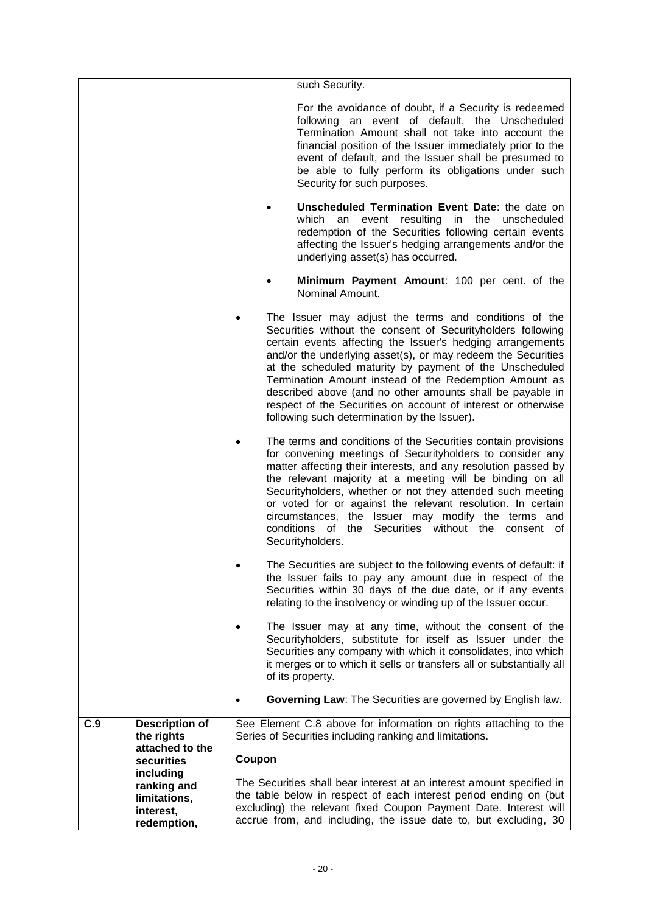| | | |
|---|---|---|
| | | such Security.<br><br>For the avoidance of doubt, if a Security is redeemed following an event of default, the Unscheduled Termination Amount shall not take into account the financial position of the Issuer immediately prior to the event of default, and the Issuer shall be presumed to be able to fully perform its obligations under such Security for such purposes.<br><br>• **Unscheduled Termination Event Date**: the date on which an event resulting in the unscheduled redemption of the Securities following certain events affecting the Issuer's hedging arrangements and/or the underlying asset(s) has occurred.<br><br>• **Minimum Payment Amount**: 100 per cent. of the Nominal Amount.<br><br>• The Issuer may adjust the terms and conditions of the Securities without the consent of Securityholders following certain events affecting the Issuer's hedging arrangements and/or the underlying asset(s), or may redeem the Securities at the scheduled maturity by payment of the Unscheduled Termination Amount instead of the Redemption Amount as described above (and no other amounts shall be payable in respect of the Securities on account of interest or otherwise following such determination by the Issuer).<br><br>• The terms and conditions of the Securities contain provisions for convening meetings of Securityholders to consider any matter affecting their interests, and any resolution passed by the relevant majority at a meeting will be binding on all Securityholders, whether or not they attended such meeting or voted for or against the relevant resolution. In certain circumstances, the Issuer may modify the terms and conditions of the Securities without the consent of Securityholders.<br><br>• The Securities are subject to the following events of default: if the Issuer fails to pay any amount due in respect of the Securities within 30 days of the due date, or if any events relating to the insolvency or winding up of the Issuer occur.<br><br>• The Issuer may at any time, without the consent of the Securityholders, substitute for itself as Issuer under the Securities any company with which it consolidates, into which it merges or to which it sells or transfers all or substantially all of its property.<br><br>• **Governing Law**: The Securities are governed by English law. |
| **C.9** | **Description of the rights attached to the securities including ranking and limitations, interest, redemption,** | See Element C.8 above for information on rights attaching to the Series of Securities including ranking and limitations.<br><br>**Coupon**<br><br>The Securities shall bear interest at an interest amount specified in the table below in respect of each interest period ending on (but excluding) the relevant fixed Coupon Payment Date. Interest will accrue from, and including, the issue date to, but excluding, 30 |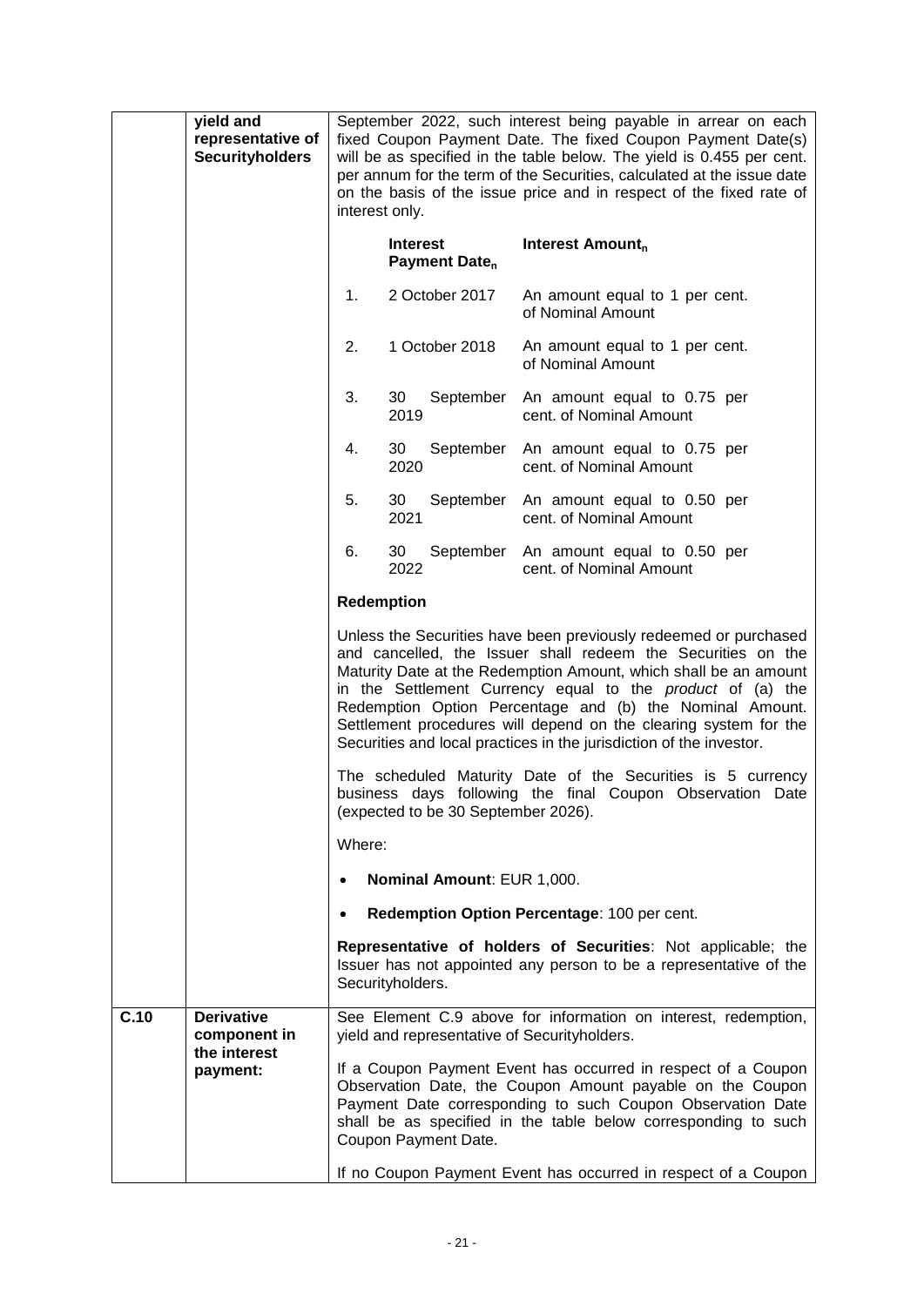| | | |
|---|---|---|
| | **yield and representative of Securityholders** | September 2022, such interest being payable in arrear on each fixed Coupon Payment Date. The fixed Coupon Payment Date(s) will be as specified in the table below. The yield is 0.455 per cent. per annum for the term of the Securities, calculated at the issue date on the basis of the issue price and in respect of the fixed rate of interest only.<br><br>**Interest Payment Date$_n$** — **Interest Amount$_n$**<br>1. 2 October 2017 — An amount equal to 1 per cent. of Nominal Amount<br>2. 1 October 2018 — An amount equal to 1 per cent. of Nominal Amount<br>3. 30 September 2019 — An amount equal to 0.75 per cent. of Nominal Amount<br>4. 30 September 2020 — An amount equal to 0.75 per cent. of Nominal Amount<br>5. 30 September 2021 — An amount equal to 0.50 per cent. of Nominal Amount<br>6. 30 September 2022 — An amount equal to 0.50 per cent. of Nominal Amount<br><br>**Redemption**<br><br>Unless the Securities have been previously redeemed or purchased and cancelled, the Issuer shall redeem the Securities on the Maturity Date at the Redemption Amount, which shall be an amount in the Settlement Currency equal to the *product* of (a) the Redemption Option Percentage and (b) the Nominal Amount. Settlement procedures will depend on the clearing system for the Securities and local practices in the jurisdiction of the investor.<br><br>The scheduled Maturity Date of the Securities is 5 currency business days following the final Coupon Observation Date (expected to be 30 September 2026).<br><br>Where:<br><br>• **Nominal Amount**: EUR 1,000.<br>• **Redemption Option Percentage**: 100 per cent.<br><br>**Representative of holders of Securities**: Not applicable; the Issuer has not appointed any person to be a representative of the Securityholders. |
| **C.10** | **Derivative component in the interest payment:** | See Element C.9 above for information on interest, redemption, yield and representative of Securityholders.<br><br>If a Coupon Payment Event has occurred in respect of a Coupon Observation Date, the Coupon Amount payable on the Coupon Payment Date corresponding to such Coupon Observation Date shall be as specified in the table below corresponding to such Coupon Payment Date.<br><br>If no Coupon Payment Event has occurred in respect of a Coupon |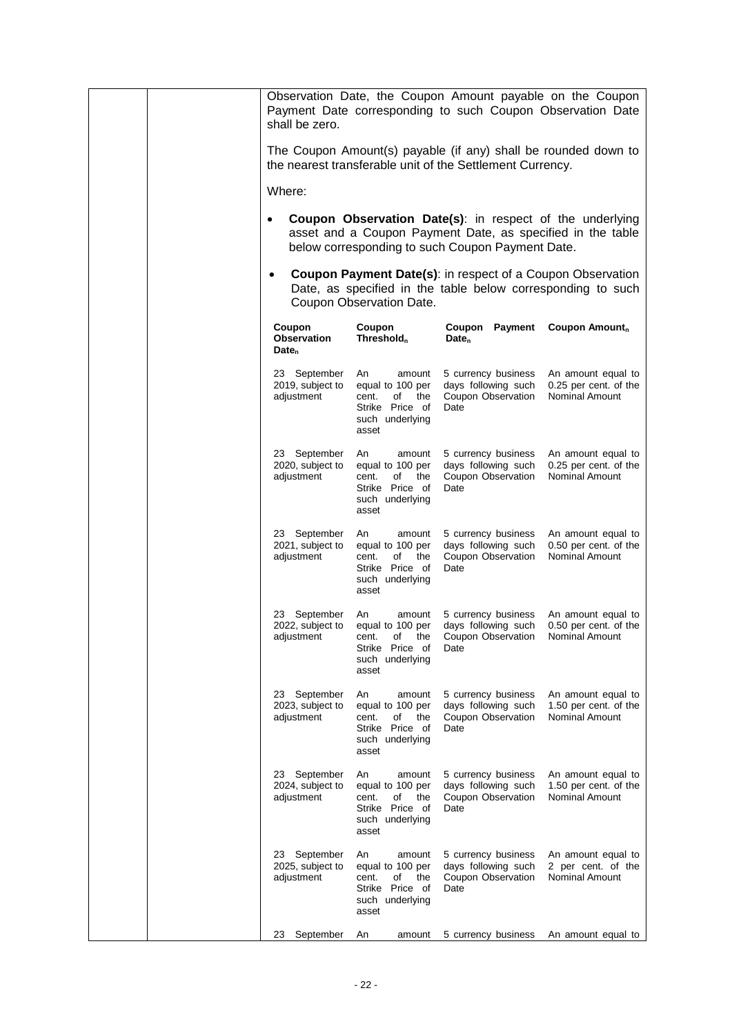Observation Date, the Coupon Amount payable on the Coupon Payment Date corresponding to such Coupon Observation Date shall be zero.

The Coupon Amount(s) payable (if any) shall be rounded down to the nearest transferable unit of the Settlement Currency.

Where:

- **Coupon Observation Date(s)**: in respect of the underlying asset and a Coupon Payment Date, as specified in the table below corresponding to such Coupon Payment Date.
- **Coupon Payment Date(s)**: in respect of a Coupon Observation Date, as specified in the table below corresponding to such Coupon Observation Date.

| Coupon Observation $Date_n$ | Coupon $Threshold_n$ | Coupon Payment $Date_n$ | Coupon $Amount_n$ |
|---|---|---|---|
| 23 September 2019, subject to adjustment | An amount equal to 100 per cent. of the Strike Price of such underlying asset | 5 currency business days following such Coupon Observation Date | An amount equal to 0.25 per cent. of the Nominal Amount |
| 23 September 2020, subject to adjustment | An amount equal to 100 per cent. of the Strike Price of such underlying asset | 5 currency business days following such Coupon Observation Date | An amount equal to 0.25 per cent. of the Nominal Amount |
| 23 September 2021, subject to adjustment | An amount equal to 100 per cent. of the Strike Price of such underlying asset | 5 currency business days following such Coupon Observation Date | An amount equal to 0.50 per cent. of the Nominal Amount |
| 23 September 2022, subject to adjustment | An amount equal to 100 per cent. of the Strike Price of such underlying asset | 5 currency business days following such Coupon Observation Date | An amount equal to 0.50 per cent. of the Nominal Amount |
| 23 September 2023, subject to adjustment | An amount equal to 100 per cent. of the Strike Price of such underlying asset | 5 currency business days following such Coupon Observation Date | An amount equal to 1.50 per cent. of the Nominal Amount |
| 23 September 2024, subject to adjustment | An amount equal to 100 per cent. of the Strike Price of such underlying asset | 5 currency business days following such Coupon Observation Date | An amount equal to 1.50 per cent. of the Nominal Amount |
| 23 September 2025, subject to adjustment | An amount equal to 100 per cent. of the Strike Price of such underlying asset | 5 currency business days following such Coupon Observation Date | An amount equal to 2 per cent. of the Nominal Amount |
| 23 September | An amount | 5 currency business | An amount equal to |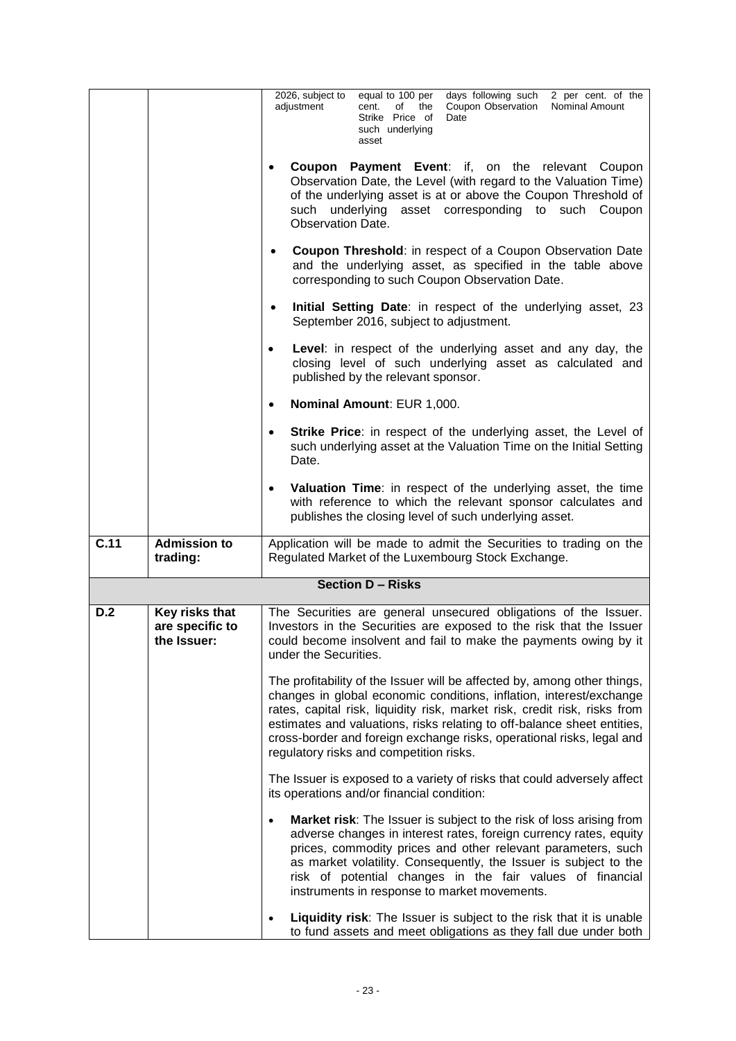| | | 2026, subject to adjustment | equal to 100 per cent. of the Strike Price of such underlying asset | days following such Coupon Observation Date | 2 per cent. of the Nominal Amount |
|---|---|---|---|---|---|

- **Coupon Payment Event**: if, on the relevant Coupon Observation Date, the Level (with regard to the Valuation Time) of the underlying asset is at or above the Coupon Threshold of such underlying asset corresponding to such Coupon Observation Date.
- **Coupon Threshold**: in respect of a Coupon Observation Date and the underlying asset, as specified in the table above corresponding to such Coupon Observation Date.
- **Initial Setting Date**: in respect of the underlying asset, 23 September 2016, subject to adjustment.
- **Level**: in respect of the underlying asset and any day, the closing level of such underlying asset as calculated and published by the relevant sponsor.
- **Nominal Amount**: EUR 1,000.
- **Strike Price**: in respect of the underlying asset, the Level of such underlying asset at the Valuation Time on the Initial Setting Date.
- **Valuation Time**: in respect of the underlying asset, the time with reference to which the relevant sponsor calculates and publishes the closing level of such underlying asset.

| | | |
|---|---|---|
| **C.11** | **Admission to trading:** | Application will be made to admit the Securities to trading on the Regulated Market of the Luxembourg Stock Exchange. |
| | **Section D – Risks** | |
| **D.2** | **Key risks that are specific to the Issuer:** | The Securities are general unsecured obligations of the Issuer. Investors in the Securities are exposed to the risk that the Issuer could become insolvent and fail to make the payments owing by it under the Securities.<br><br>The profitability of the Issuer will be affected by, among other things, changes in global economic conditions, inflation, interest/exchange rates, capital risk, liquidity risk, market risk, credit risk, risks from estimates and valuations, risks relating to off-balance sheet entities, cross-border and foreign exchange risks, operational risks, legal and regulatory risks and competition risks.<br><br>The Issuer is exposed to a variety of risks that could adversely affect its operations and/or financial condition:<br><br>• **Market risk**: The Issuer is subject to the risk of loss arising from adverse changes in interest rates, foreign currency rates, equity prices, commodity prices and other relevant parameters, such as market volatility. Consequently, the Issuer is subject to the risk of potential changes in the fair values of financial instruments in response to market movements.<br><br>• **Liquidity risk**: The Issuer is subject to the risk that it is unable to fund assets and meet obligations as they fall due under both |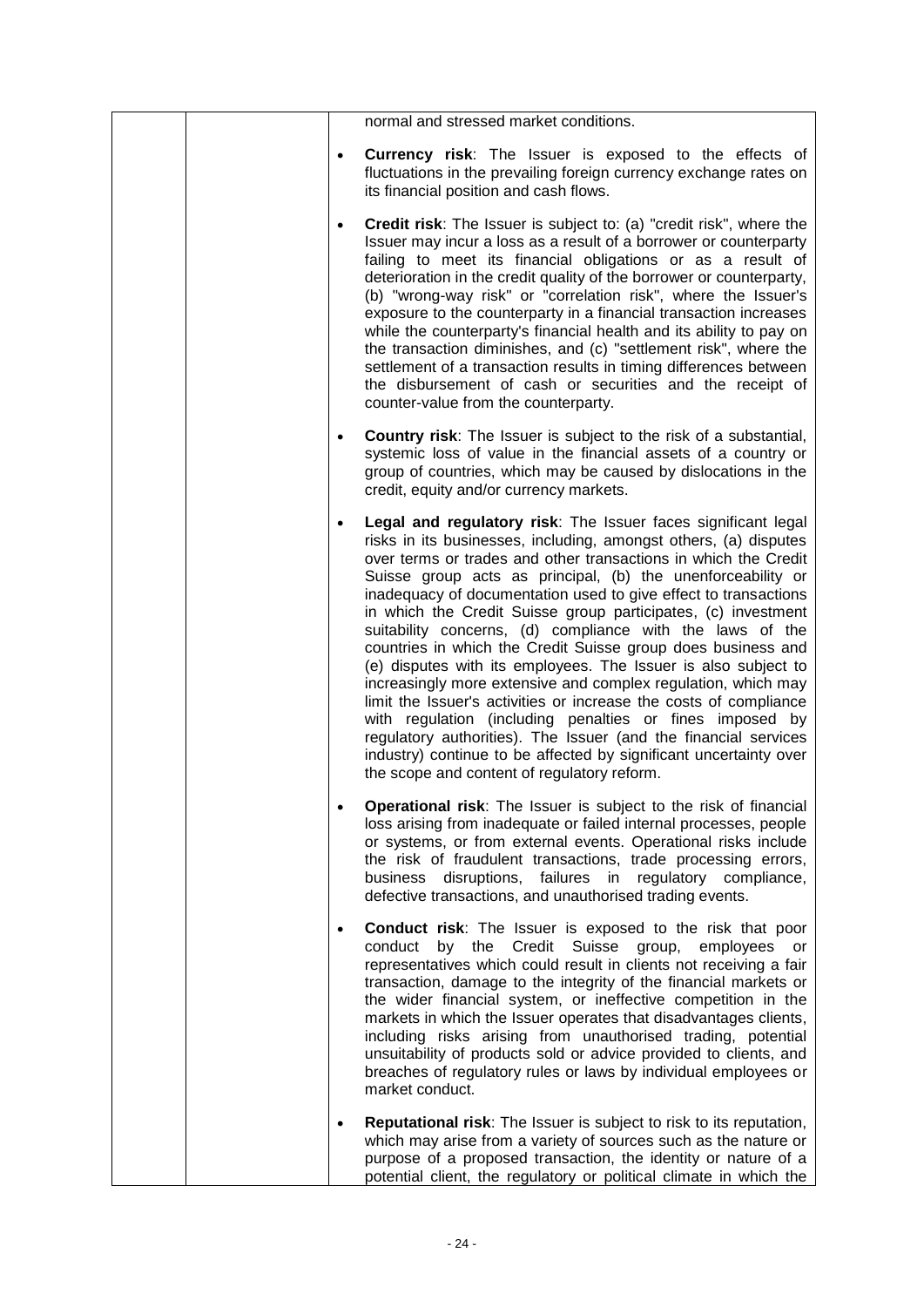normal and stressed market conditions.

- **Currency risk**: The Issuer is exposed to the effects of fluctuations in the prevailing foreign currency exchange rates on its financial position and cash flows.

- **Credit risk**: The Issuer is subject to: (a) "credit risk", where the Issuer may incur a loss as a result of a borrower or counterparty failing to meet its financial obligations or as a result of deterioration in the credit quality of the borrower or counterparty, (b) "wrong-way risk" or "correlation risk", where the Issuer's exposure to the counterparty in a financial transaction increases while the counterparty's financial health and its ability to pay on the transaction diminishes, and (c) "settlement risk", where the settlement of a transaction results in timing differences between the disbursement of cash or securities and the receipt of counter-value from the counterparty.

- **Country risk**: The Issuer is subject to the risk of a substantial, systemic loss of value in the financial assets of a country or group of countries, which may be caused by dislocations in the credit, equity and/or currency markets.

- **Legal and regulatory risk**: The Issuer faces significant legal risks in its businesses, including, amongst others, (a) disputes over terms or trades and other transactions in which the Credit Suisse group acts as principal, (b) the unenforceability or inadequacy of documentation used to give effect to transactions in which the Credit Suisse group participates, (c) investment suitability concerns, (d) compliance with the laws of the countries in which the Credit Suisse group does business and (e) disputes with its employees. The Issuer is also subject to increasingly more extensive and complex regulation, which may limit the Issuer's activities or increase the costs of compliance with regulation (including penalties or fines imposed by regulatory authorities). The Issuer (and the financial services industry) continue to be affected by significant uncertainty over the scope and content of regulatory reform.

- **Operational risk**: The Issuer is subject to the risk of financial loss arising from inadequate or failed internal processes, people or systems, or from external events. Operational risks include the risk of fraudulent transactions, trade processing errors, business disruptions, failures in regulatory compliance, defective transactions, and unauthorised trading events.

- **Conduct risk**: The Issuer is exposed to the risk that poor conduct by the Credit Suisse group, employees or representatives which could result in clients not receiving a fair transaction, damage to the integrity of the financial markets or the wider financial system, or ineffective competition in the markets in which the Issuer operates that disadvantages clients, including risks arising from unauthorised trading, potential unsuitability of products sold or advice provided to clients, and breaches of regulatory rules or laws by individual employees or market conduct.

- **Reputational risk**: The Issuer is subject to risk to its reputation, which may arise from a variety of sources such as the nature or purpose of a proposed transaction, the identity or nature of a potential client, the regulatory or political climate in which the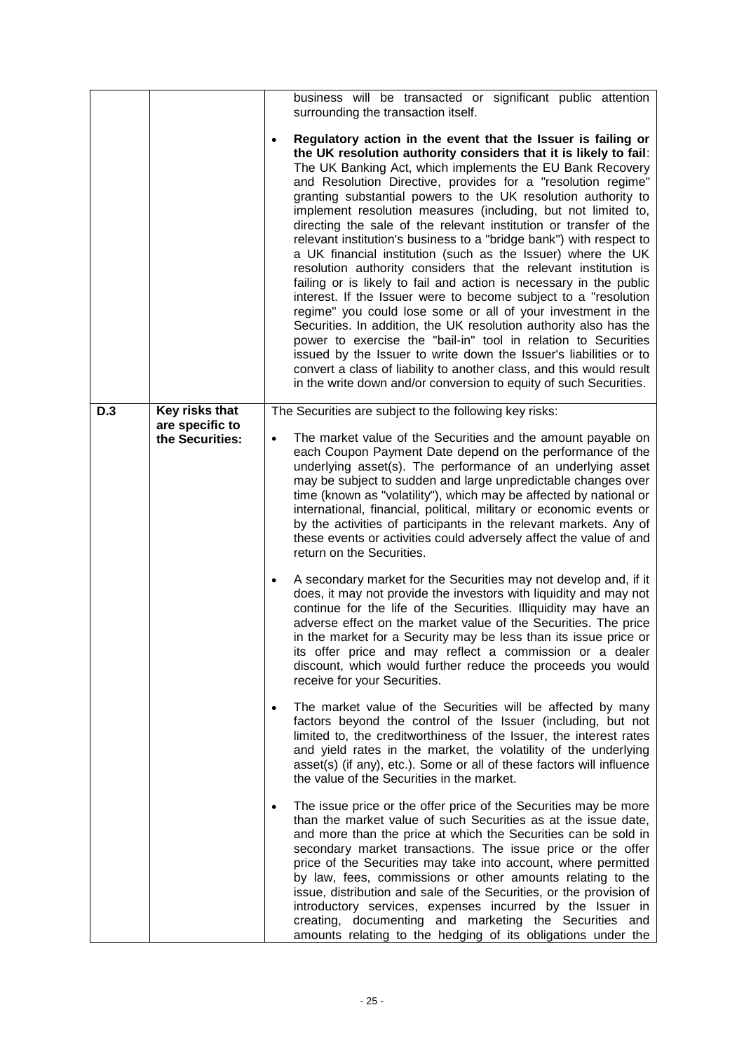| | | |
|---|---|---|
| | | business will be transacted or significant public attention surrounding the transaction itself.<br><br>• **Regulatory action in the event that the Issuer is failing or the UK resolution authority considers that it is likely to fail**: The UK Banking Act, which implements the EU Bank Recovery and Resolution Directive, provides for a "resolution regime" granting substantial powers to the UK resolution authority to implement resolution measures (including, but not limited to, directing the sale of the relevant institution or transfer of the relevant institution's business to a "bridge bank") with respect to a UK financial institution (such as the Issuer) where the UK resolution authority considers that the relevant institution is failing or is likely to fail and action is necessary in the public interest. If the Issuer were to become subject to a "resolution regime" you could lose some or all of your investment in the Securities. In addition, the UK resolution authority also has the power to exercise the "bail-in" tool in relation to Securities issued by the Issuer to write down the Issuer's liabilities or to convert a class of liability to another class, and this would result in the write down and/or conversion to equity of such Securities. |
| **D.3** | **Key risks that are specific to the Securities:** | The Securities are subject to the following key risks:<br><br>• The market value of the Securities and the amount payable on each Coupon Payment Date depend on the performance of the underlying asset(s). The performance of an underlying asset may be subject to sudden and large unpredictable changes over time (known as "volatility"), which may be affected by national or international, financial, political, military or economic events or by the activities of participants in the relevant markets. Any of these events or activities could adversely affect the value of and return on the Securities.<br><br>• A secondary market for the Securities may not develop and, if it does, it may not provide the investors with liquidity and may not continue for the life of the Securities. Illiquidity may have an adverse effect on the market value of the Securities. The price in the market for a Security may be less than its issue price or its offer price and may reflect a commission or a dealer discount, which would further reduce the proceeds you would receive for your Securities.<br><br>• The market value of the Securities will be affected by many factors beyond the control of the Issuer (including, but not limited to, the creditworthiness of the Issuer, the interest rates and yield rates in the market, the volatility of the underlying asset(s) (if any), etc.). Some or all of these factors will influence the value of the Securities in the market.<br><br>• The issue price or the offer price of the Securities may be more than the market value of such Securities as at the issue date, and more than the price at which the Securities can be sold in secondary market transactions. The issue price or the offer price of the Securities may take into account, where permitted by law, fees, commissions or other amounts relating to the issue, distribution and sale of the Securities, or the provision of introductory services, expenses incurred by the Issuer in creating, documenting and marketing the Securities and amounts relating to the hedging of its obligations under the |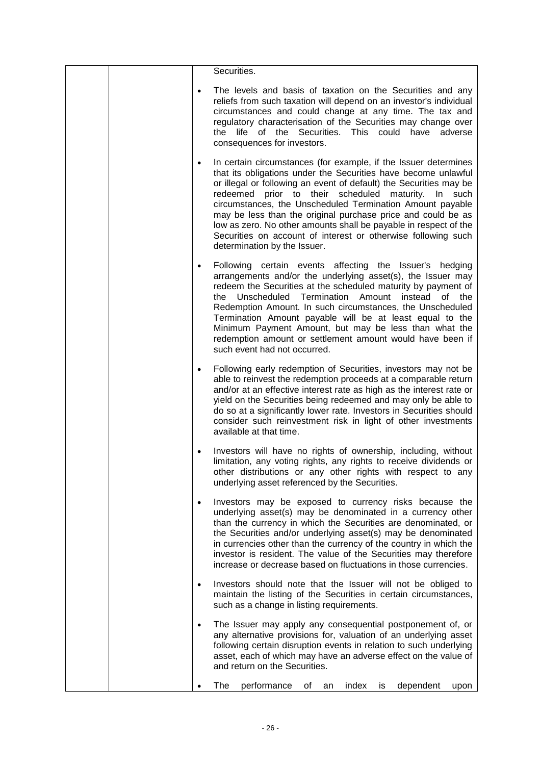| | | Securities. |
|---|---|---|
| | | • The levels and basis of taxation on the Securities and any reliefs from such taxation will depend on an investor's individual circumstances and could change at any time. The tax and regulatory characterisation of the Securities may change over the life of the Securities. This could have adverse consequences for investors.<br><br>• In certain circumstances (for example, if the Issuer determines that its obligations under the Securities have become unlawful or illegal or following an event of default) the Securities may be redeemed prior to their scheduled maturity. In such circumstances, the Unscheduled Termination Amount payable may be less than the original purchase price and could be as low as zero. No other amounts shall be payable in respect of the Securities on account of interest or otherwise following such determination by the Issuer.<br><br>• Following certain events affecting the Issuer's hedging arrangements and/or the underlying asset(s), the Issuer may redeem the Securities at the scheduled maturity by payment of the Unscheduled Termination Amount instead of the Redemption Amount. In such circumstances, the Unscheduled Termination Amount payable will be at least equal to the Minimum Payment Amount, but may be less than what the redemption amount or settlement amount would have been if such event had not occurred.<br><br>• Following early redemption of Securities, investors may not be able to reinvest the redemption proceeds at a comparable return and/or at an effective interest rate as high as the interest rate or yield on the Securities being redeemed and may only be able to do so at a significantly lower rate. Investors in Securities should consider such reinvestment risk in light of other investments available at that time.<br><br>• Investors will have no rights of ownership, including, without limitation, any voting rights, any rights to receive dividends or other distributions or any other rights with respect to any underlying asset referenced by the Securities.<br><br>• Investors may be exposed to currency risks because the underlying asset(s) may be denominated in a currency other than the currency in which the Securities are denominated, or the Securities and/or underlying asset(s) may be denominated in currencies other than the currency of the country in which the investor is resident. The value of the Securities may therefore increase or decrease based on fluctuations in those currencies.<br><br>• Investors should note that the Issuer will not be obliged to maintain the listing of the Securities in certain circumstances, such as a change in listing requirements.<br><br>• The Issuer may apply any consequential postponement of, or any alternative provisions for, valuation of an underlying asset following certain disruption events in relation to such underlying asset, each of which may have an adverse effect on the value of and return on the Securities.<br><br>• The performance of an index is dependent upon |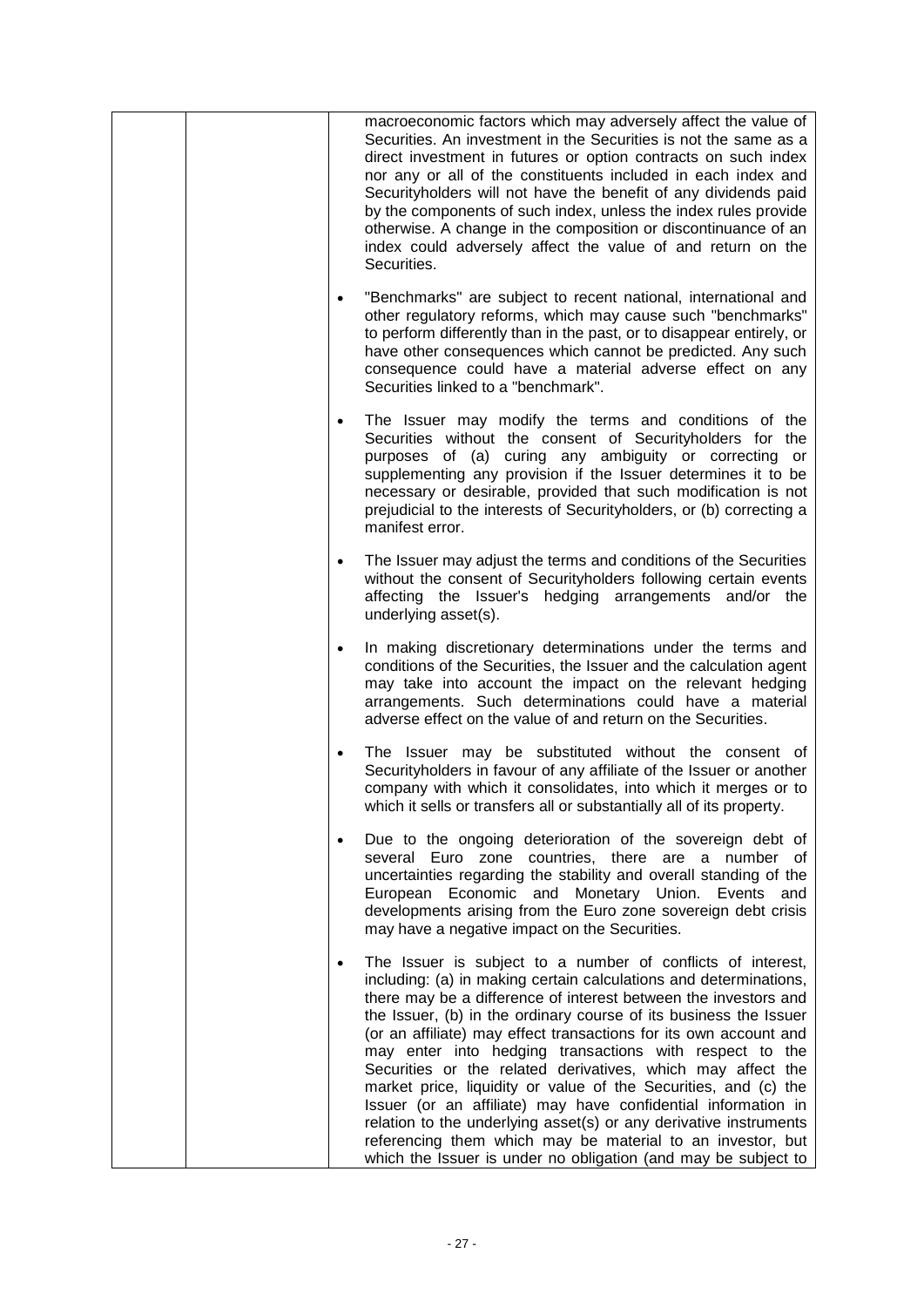| | | macroeconomic factors which may adversely affect the value of Securities. An investment in the Securities is not the same as a direct investment in futures or option contracts on such index nor any or all of the constituents included in each index and Securityholders will not have the benefit of any dividends paid by the components of such index, unless the index rules provide otherwise. A change in the composition or discontinuance of an index could adversely affect the value of and return on the Securities.<br><br>• "Benchmarks" are subject to recent national, international and other regulatory reforms, which may cause such "benchmarks" to perform differently than in the past, or to disappear entirely, or have other consequences which cannot be predicted. Any such consequence could have a material adverse effect on any Securities linked to a "benchmark".<br><br>• The Issuer may modify the terms and conditions of the Securities without the consent of Securityholders for the purposes of (a) curing any ambiguity or correcting or supplementing any provision if the Issuer determines it to be necessary or desirable, provided that such modification is not prejudicial to the interests of Securityholders, or (b) correcting a manifest error.<br><br>• The Issuer may adjust the terms and conditions of the Securities without the consent of Securityholders following certain events affecting the Issuer's hedging arrangements and/or the underlying asset(s).<br><br>• In making discretionary determinations under the terms and conditions of the Securities, the Issuer and the calculation agent may take into account the impact on the relevant hedging arrangements. Such determinations could have a material adverse effect on the value of and return on the Securities.<br><br>• The Issuer may be substituted without the consent of Securityholders in favour of any affiliate of the Issuer or another company with which it consolidates, into which it merges or to which it sells or transfers all or substantially all of its property.<br><br>• Due to the ongoing deterioration of the sovereign debt of several Euro zone countries, there are a number of uncertainties regarding the stability and overall standing of the European Economic and Monetary Union. Events and developments arising from the Euro zone sovereign debt crisis may have a negative impact on the Securities.<br><br>• The Issuer is subject to a number of conflicts of interest, including: (a) in making certain calculations and determinations, there may be a difference of interest between the investors and the Issuer, (b) in the ordinary course of its business the Issuer (or an affiliate) may effect transactions for its own account and may enter into hedging transactions with respect to the Securities or the related derivatives, which may affect the market price, liquidity or value of the Securities, and (c) the Issuer (or an affiliate) may have confidential information in relation to the underlying asset(s) or any derivative instruments referencing them which may be material to an investor, but which the Issuer is under no obligation (and may be subject to |
|---|---|---|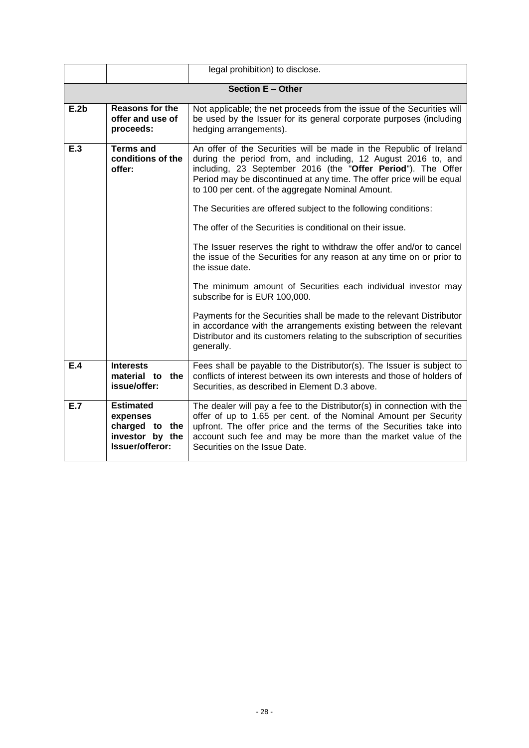| | | |
|---|---|---|
| | | legal prohibition) to disclose. |
| | | **Section E – Other** |
| **E.2b** | **Reasons for the offer and use of proceeds:** | Not applicable; the net proceeds from the issue of the Securities will be used by the Issuer for its general corporate purposes (including hedging arrangements). |
| **E.3** | **Terms and conditions of the offer:** | An offer of the Securities will be made in the Republic of Ireland during the period from, and including, 12 August 2016 to, and including, 23 September 2016 (the "**Offer Period**"). The Offer Period may be discontinued at any time. The offer price will be equal to 100 per cent. of the aggregate Nominal Amount.<br><br>The Securities are offered subject to the following conditions:<br><br>The offer of the Securities is conditional on their issue.<br><br>The Issuer reserves the right to withdraw the offer and/or to cancel the issue of the Securities for any reason at any time on or prior to the issue date.<br><br>The minimum amount of Securities each individual investor may subscribe for is EUR 100,000.<br><br>Payments for the Securities shall be made to the relevant Distributor in accordance with the arrangements existing between the relevant Distributor and its customers relating to the subscription of securities generally. |
| **E.4** | **Interests material to the issue/offer:** | Fees shall be payable to the Distributor(s). The Issuer is subject to conflicts of interest between its own interests and those of holders of Securities, as described in Element D.3 above. |
| **E.7** | **Estimated expenses charged to the investor by the Issuer/offeror:** | The dealer will pay a fee to the Distributor(s) in connection with the offer of up to 1.65 per cent. of the Nominal Amount per Security upfront. The offer price and the terms of the Securities take into account such fee and may be more than the market value of the Securities on the Issue Date. |